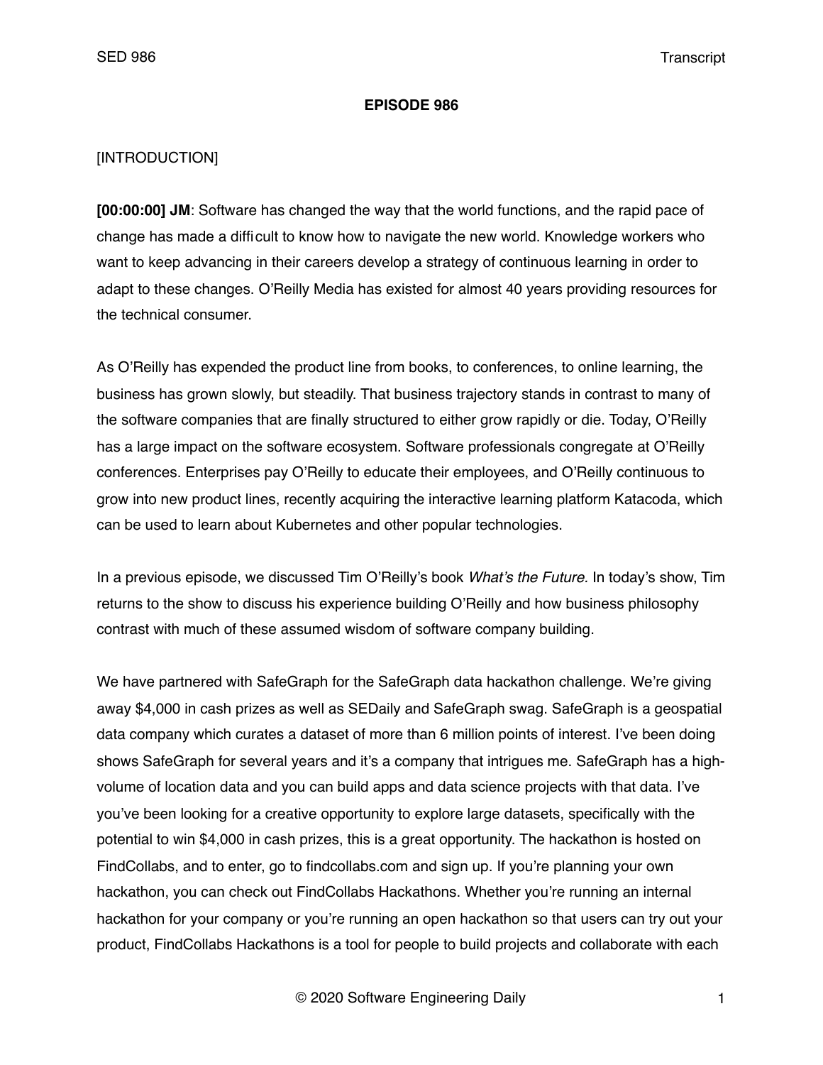**EPISODE 986**

[INTRODUCTION]

**[00:00:00] JM**: Software has changed the way that the world functions, and the rapid pace of change has made a difficult to know how to navigate the new world. Knowledge workers who want to keep advancing in their careers develop a strategy of continuous learning in order to adapt to these changes. O'Reilly Media has existed for almost 40 years providing resources for the technical consumer.

As O'Reilly has expended the product line from books, to conferences, to online learning, the business has grown slowly, but steadily. That business trajectory stands in contrast to many of the software companies that are finally structured to either grow rapidly or die. Today, O'Reilly has a large impact on the software ecosystem. Software professionals congregate at O'Reilly conferences. Enterprises pay O'Reilly to educate their employees, and O'Reilly continuous to grow into new product lines, recently acquiring the interactive learning platform Katacoda, which can be used to learn about Kubernetes and other popular technologies.

In a previous episode, we discussed Tim O'Reilly's book *What's the Future.* In today's show, Tim returns to the show to discuss his experience building O'Reilly and how business philosophy contrast with much of these assumed wisdom of software company building.

We have partnered with SafeGraph for the SafeGraph data hackathon challenge. We're giving away $4,000 in cash prizes as well as SEDaily and SafeGraph swag. SafeGraph is a geospatial data company which curates a dataset of more than 6 million points of interest. I've been doing shows SafeGraph for several years and it's a company that intrigues me. SafeGraph has a high-volume of location data and you can build apps and data science projects with that data. I've you've been looking for a creative opportunity to explore large datasets, specifically with the potential to win $4,000 in cash prizes, this is a great opportunity. The hackathon is hosted on FindCollabs, and to enter, go to findcollabs.com and sign up. If you're planning your own hackathon, you can check out FindCollabs Hackathons. Whether you're running an internal hackathon for your company or you're running an open hackathon so that users can try out your product, FindCollabs Hackathons is a tool for people to build projects and collaborate with each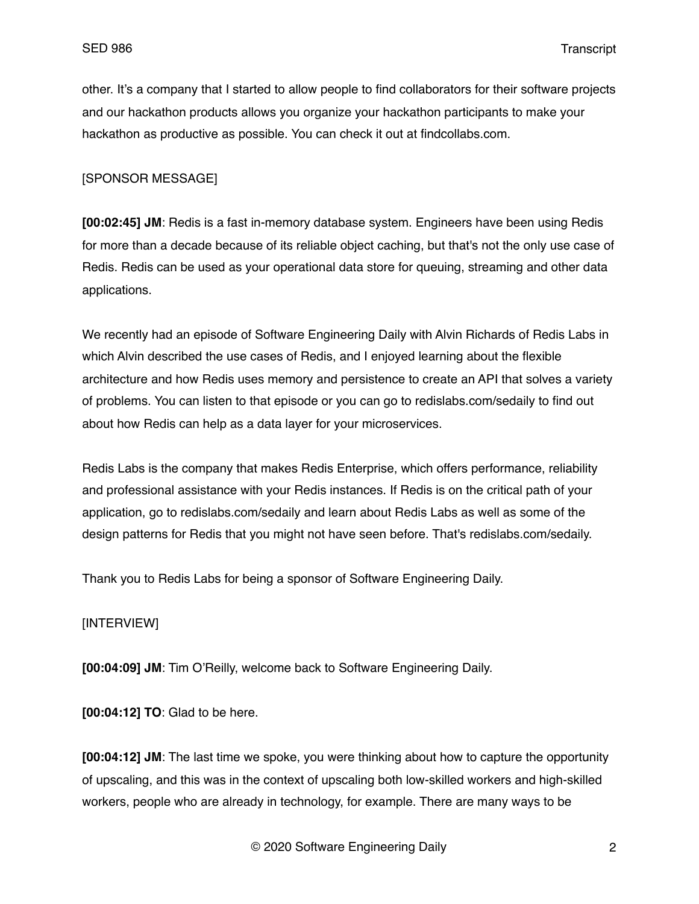other. It's a company that I started to allow people to find collaborators for their software projects and our hackathon products allows you organize your hackathon participants to make your hackathon as productive as possible. You can check it out at findcollabs.com.

[SPONSOR MESSAGE]

**[00:02:45] JM**: Redis is a fast in-memory database system. Engineers have been using Redis for more than a decade because of its reliable object caching, but that's not the only use case of Redis. Redis can be used as your operational data store for queuing, streaming and other data applications.

We recently had an episode of Software Engineering Daily with Alvin Richards of Redis Labs in which Alvin described the use cases of Redis, and I enjoyed learning about the flexible architecture and how Redis uses memory and persistence to create an API that solves a variety of problems. You can listen to that episode or you can go to redislabs.com/sedaily to find out about how Redis can help as a data layer for your microservices.

Redis Labs is the company that makes Redis Enterprise, which offers performance, reliability and professional assistance with your Redis instances. If Redis is on the critical path of your application, go to redislabs.com/sedaily and learn about Redis Labs as well as some of the design patterns for Redis that you might not have seen before. That's redislabs.com/sedaily.

Thank you to Redis Labs for being a sponsor of Software Engineering Daily.

[INTERVIEW]

**[00:04:09] JM**: Tim O'Reilly, welcome back to Software Engineering Daily.

**[00:04:12] TO**: Glad to be here.

**[00:04:12] JM**: The last time we spoke, you were thinking about how to capture the opportunity of upscaling, and this was in the context of upscaling both low-skilled workers and high-skilled workers, people who are already in technology, for example. There are many ways to be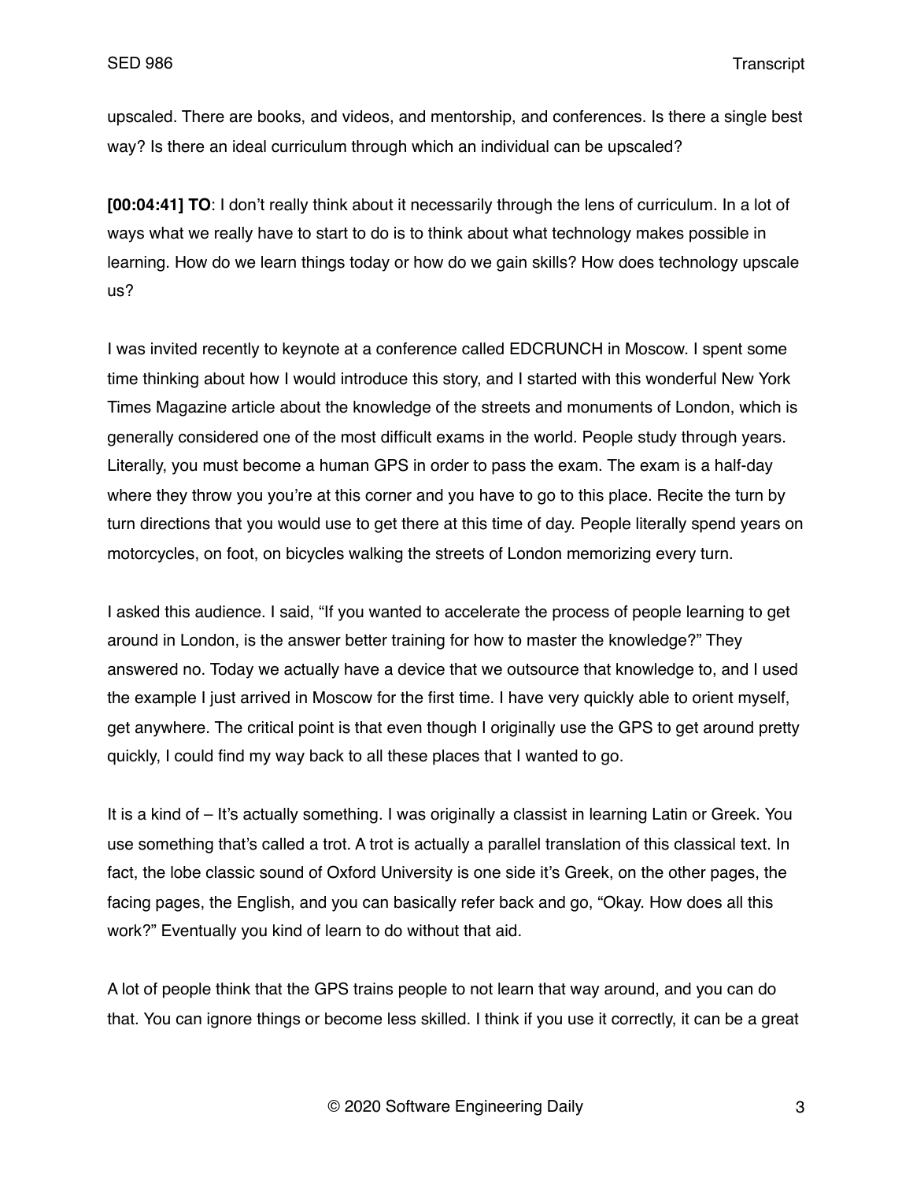upscaled. There are books, and videos, and mentorship, and conferences. Is there a single best way? Is there an ideal curriculum through which an individual can be upscaled?

**[00:04:41] TO**: I don't really think about it necessarily through the lens of curriculum. In a lot of ways what we really have to start to do is to think about what technology makes possible in learning. How do we learn things today or how do we gain skills? How does technology upscale us?

I was invited recently to keynote at a conference called EDCRUNCH in Moscow. I spent some time thinking about how I would introduce this story, and I started with this wonderful New York Times Magazine article about the knowledge of the streets and monuments of London, which is generally considered one of the most difficult exams in the world. People study through years. Literally, you must become a human GPS in order to pass the exam. The exam is a half-day where they throw you you're at this corner and you have to go to this place. Recite the turn by turn directions that you would use to get there at this time of day. People literally spend years on motorcycles, on foot, on bicycles walking the streets of London memorizing every turn.

I asked this audience. I said, "If you wanted to accelerate the process of people learning to get around in London, is the answer better training for how to master the knowledge?" They answered no. Today we actually have a device that we outsource that knowledge to, and I used the example I just arrived in Moscow for the first time. I have very quickly able to orient myself, get anywhere. The critical point is that even though I originally use the GPS to get around pretty quickly, I could find my way back to all these places that I wanted to go.

It is a kind of – It's actually something. I was originally a classist in learning Latin or Greek. You use something that's called a trot. A trot is actually a parallel translation of this classical text. In fact, the lobe classic sound of Oxford University is one side it's Greek, on the other pages, the facing pages, the English, and you can basically refer back and go, "Okay. How does all this work?" Eventually you kind of learn to do without that aid.

A lot of people think that the GPS trains people to not learn that way around, and you can do that. You can ignore things or become less skilled. I think if you use it correctly, it can be a great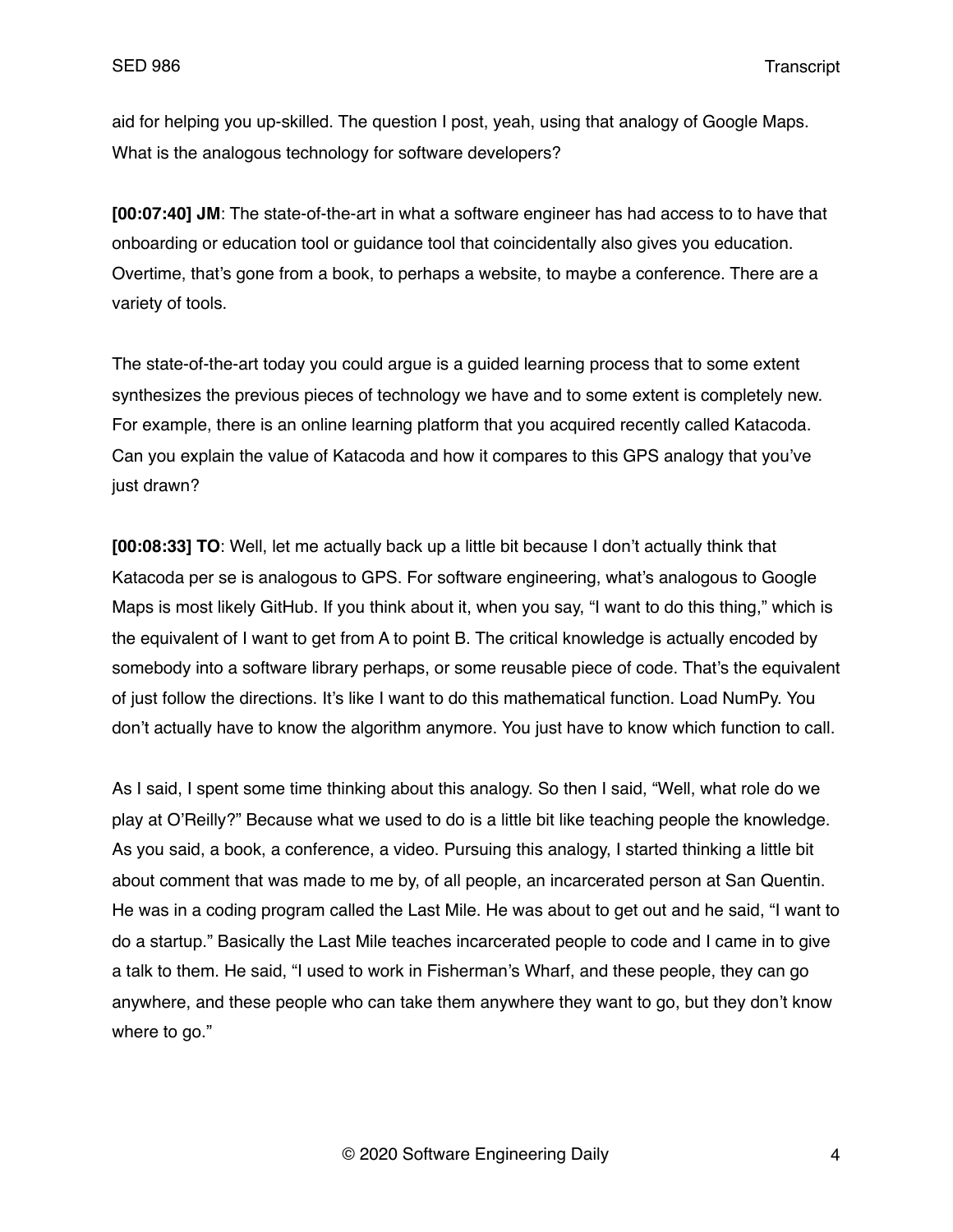aid for helping you up-skilled. The question I post, yeah, using that analogy of Google Maps. What is the analogous technology for software developers?

**[00:07:40] JM**: The state-of-the-art in what a software engineer has had access to to have that onboarding or education tool or guidance tool that coincidentally also gives you education. Overtime, that's gone from a book, to perhaps a website, to maybe a conference. There are a variety of tools.

The state-of-the-art today you could argue is a guided learning process that to some extent synthesizes the previous pieces of technology we have and to some extent is completely new. For example, there is an online learning platform that you acquired recently called Katacoda. Can you explain the value of Katacoda and how it compares to this GPS analogy that you've just drawn?

**[00:08:33] TO**: Well, let me actually back up a little bit because I don't actually think that Katacoda per se is analogous to GPS. For software engineering, what's analogous to Google Maps is most likely GitHub. If you think about it, when you say, "I want to do this thing," which is the equivalent of I want to get from A to point B. The critical knowledge is actually encoded by somebody into a software library perhaps, or some reusable piece of code. That's the equivalent of just follow the directions. It's like I want to do this mathematical function. Load NumPy. You don't actually have to know the algorithm anymore. You just have to know which function to call.

As I said, I spent some time thinking about this analogy. So then I said, "Well, what role do we play at O'Reilly?" Because what we used to do is a little bit like teaching people the knowledge. As you said, a book, a conference, a video. Pursuing this analogy, I started thinking a little bit about comment that was made to me by, of all people, an incarcerated person at San Quentin. He was in a coding program called the Last Mile. He was about to get out and he said, "I want to do a startup." Basically the Last Mile teaches incarcerated people to code and I came in to give a talk to them. He said, "I used to work in Fisherman's Wharf, and these people, they can go anywhere, and these people who can take them anywhere they want to go, but they don't know where to go."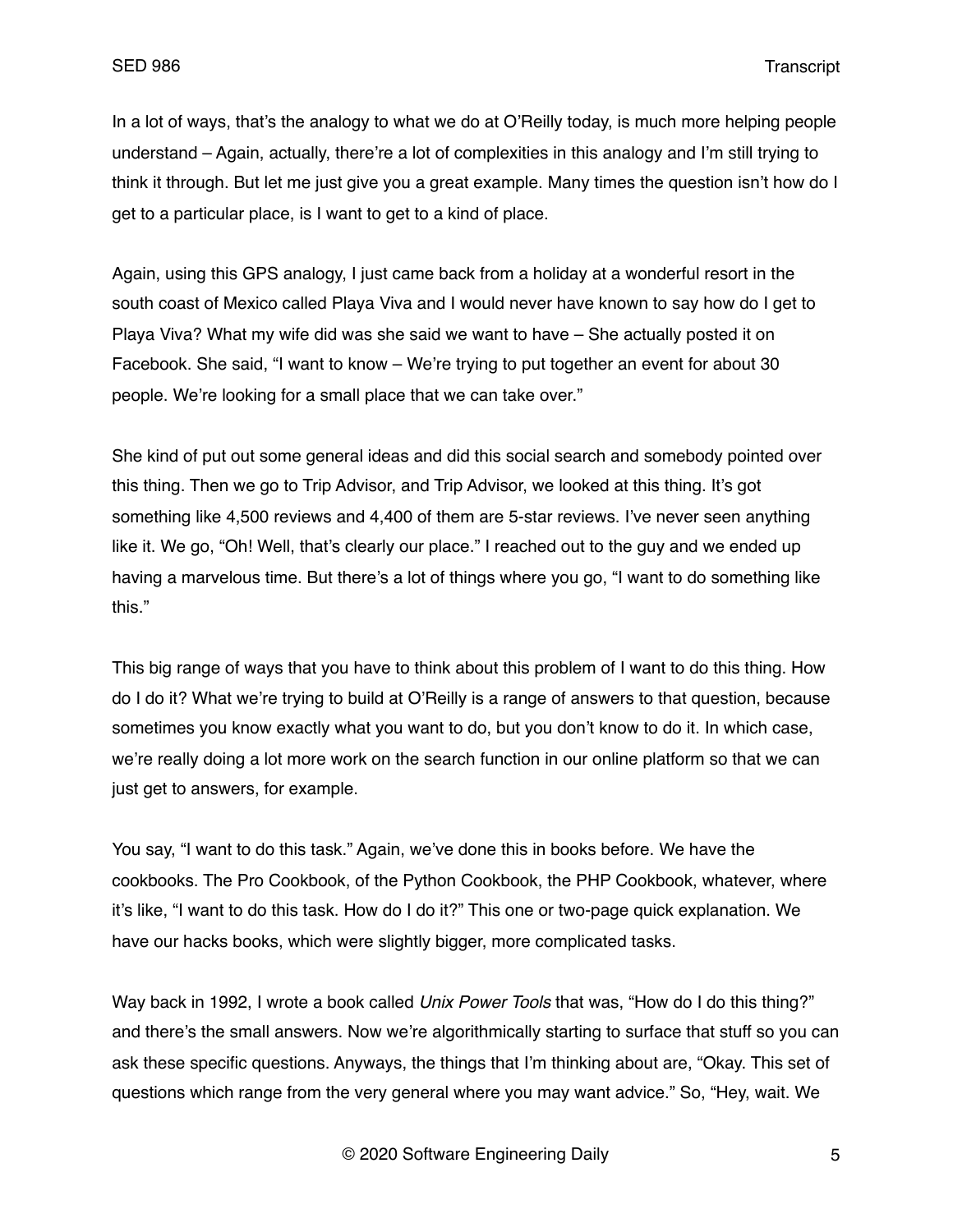In a lot of ways, that's the analogy to what we do at O'Reilly today, is much more helping people understand – Again, actually, there're a lot of complexities in this analogy and I'm still trying to think it through. But let me just give you a great example. Many times the question isn't how do I get to a particular place, is I want to get to a kind of place.

Again, using this GPS analogy, I just came back from a holiday at a wonderful resort in the south coast of Mexico called Playa Viva and I would never have known to say how do I get to Playa Viva? What my wife did was she said we want to have – She actually posted it on Facebook. She said, "I want to know – We're trying to put together an event for about 30 people. We're looking for a small place that we can take over."

She kind of put out some general ideas and did this social search and somebody pointed over this thing. Then we go to Trip Advisor, and Trip Advisor, we looked at this thing. It's got something like 4,500 reviews and 4,400 of them are 5-star reviews. I've never seen anything like it. We go, "Oh! Well, that's clearly our place." I reached out to the guy and we ended up having a marvelous time. But there's a lot of things where you go, "I want to do something like this."

This big range of ways that you have to think about this problem of I want to do this thing. How do I do it? What we're trying to build at O'Reilly is a range of answers to that question, because sometimes you know exactly what you want to do, but you don't know to do it. In which case, we're really doing a lot more work on the search function in our online platform so that we can just get to answers, for example.

You say, "I want to do this task." Again, we've done this in books before. We have the cookbooks. The Pro Cookbook, of the Python Cookbook, the PHP Cookbook, whatever, where it's like, "I want to do this task. How do I do it?" This one or two-page quick explanation. We have our hacks books, which were slightly bigger, more complicated tasks.

Way back in 1992, I wrote a book called *Unix Power Tools* that was, "How do I do this thing?" and there's the small answers. Now we're algorithmically starting to surface that stuff so you can ask these specific questions. Anyways, the things that I'm thinking about are, "Okay. This set of questions which range from the very general where you may want advice." So, "Hey, wait. We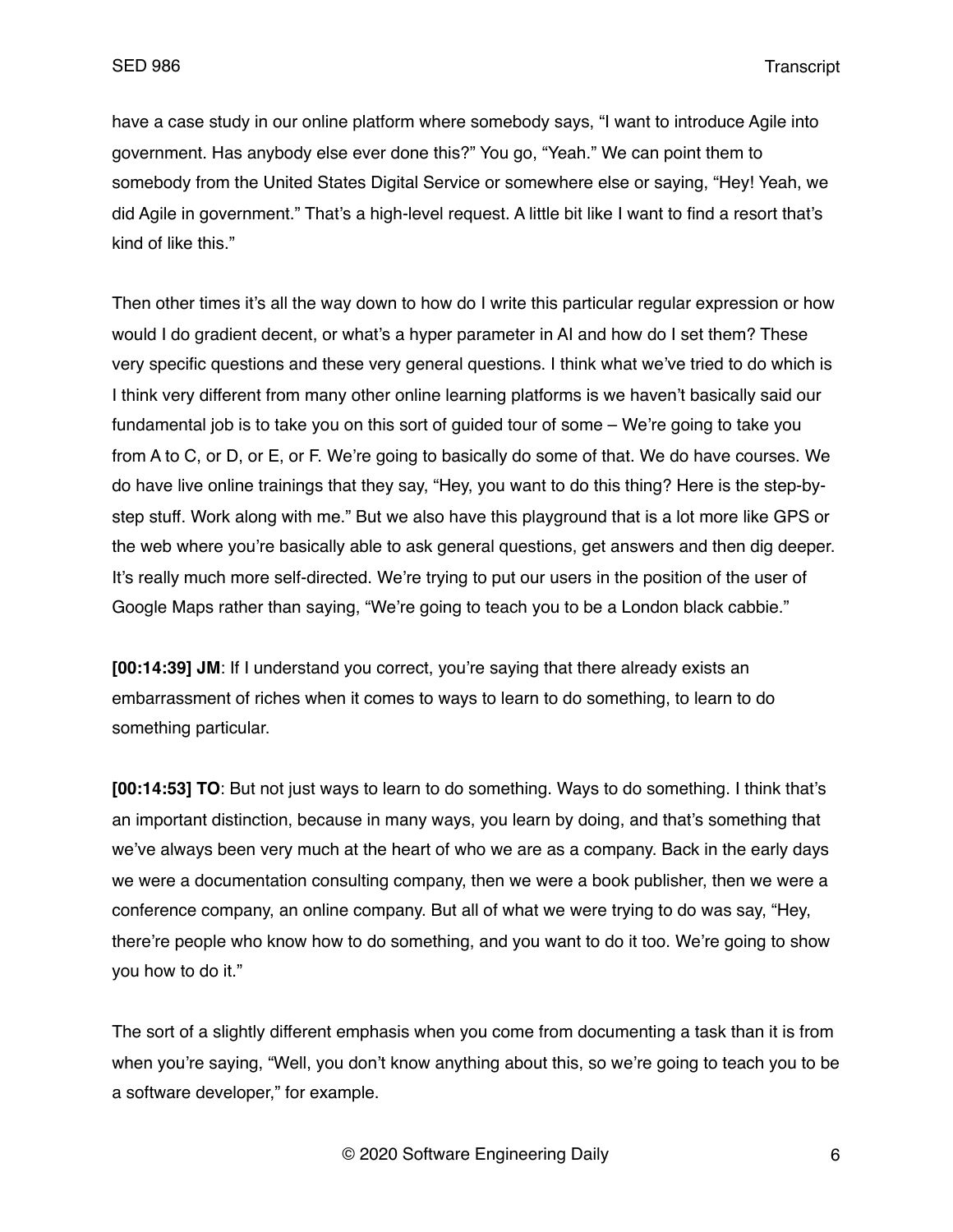have a case study in our online platform where somebody says, "I want to introduce Agile into government. Has anybody else ever done this?" You go, "Yeah." We can point them to somebody from the United States Digital Service or somewhere else or saying, "Hey! Yeah, we did Agile in government." That's a high-level request. A little bit like I want to find a resort that's kind of like this."

Then other times it's all the way down to how do I write this particular regular expression or how would I do gradient decent, or what's a hyper parameter in AI and how do I set them? These very specific questions and these very general questions. I think what we've tried to do which is I think very different from many other online learning platforms is we haven't basically said our fundamental job is to take you on this sort of guided tour of some – We're going to take you from A to C, or D, or E, or F. We're going to basically do some of that. We do have courses. We do have live online trainings that they say, "Hey, you want to do this thing? Here is the step-by-step stuff. Work along with me." But we also have this playground that is a lot more like GPS or the web where you're basically able to ask general questions, get answers and then dig deeper. It's really much more self-directed. We're trying to put our users in the position of the user of Google Maps rather than saying, "We're going to teach you to be a London black cabbie."

**[00:14:39] JM**: If I understand you correct, you're saying that there already exists an embarrassment of riches when it comes to ways to learn to do something, to learn to do something particular.

**[00:14:53] TO**: But not just ways to learn to do something. Ways to do something. I think that's an important distinction, because in many ways, you learn by doing, and that's something that we've always been very much at the heart of who we are as a company. Back in the early days we were a documentation consulting company, then we were a book publisher, then we were a conference company, an online company. But all of what we were trying to do was say, "Hey, there're people who know how to do something, and you want to do it too. We're going to show you how to do it."

The sort of a slightly different emphasis when you come from documenting a task than it is from when you're saying, "Well, you don't know anything about this, so we're going to teach you to be a software developer," for example.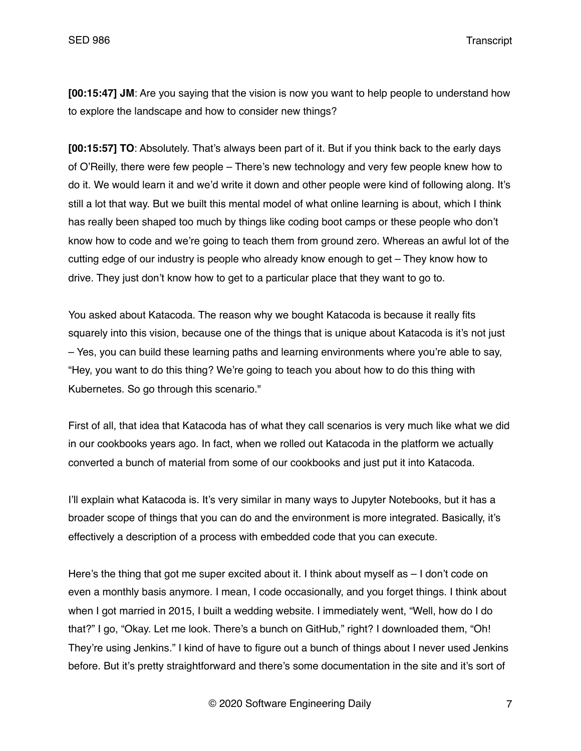**[00:15:47] JM**: Are you saying that the vision is now you want to help people to understand how to explore the landscape and how to consider new things?

**[00:15:57] TO**: Absolutely. That's always been part of it. But if you think back to the early days of O'Reilly, there were few people – There's new technology and very few people knew how to do it. We would learn it and we'd write it down and other people were kind of following along. It's still a lot that way. But we built this mental model of what online learning is about, which I think has really been shaped too much by things like coding boot camps or these people who don't know how to code and we're going to teach them from ground zero. Whereas an awful lot of the cutting edge of our industry is people who already know enough to get – They know how to drive. They just don't know how to get to a particular place that they want to go to.

You asked about Katacoda. The reason why we bought Katacoda is because it really fits squarely into this vision, because one of the things that is unique about Katacoda is it's not just – Yes, you can build these learning paths and learning environments where you're able to say, "Hey, you want to do this thing? We're going to teach you about how to do this thing with Kubernetes. So go through this scenario."

First of all, that idea that Katacoda has of what they call scenarios is very much like what we did in our cookbooks years ago. In fact, when we rolled out Katacoda in the platform we actually converted a bunch of material from some of our cookbooks and just put it into Katacoda.

I'll explain what Katacoda is. It's very similar in many ways to Jupyter Notebooks, but it has a broader scope of things that you can do and the environment is more integrated. Basically, it's effectively a description of a process with embedded code that you can execute.

Here's the thing that got me super excited about it. I think about myself as – I don't code on even a monthly basis anymore. I mean, I code occasionally, and you forget things. I think about when I got married in 2015, I built a wedding website. I immediately went, "Well, how do I do that?" I go, "Okay. Let me look. There's a bunch on GitHub," right? I downloaded them, "Oh! They're using Jenkins." I kind of have to figure out a bunch of things about I never used Jenkins before. But it's pretty straightforward and there's some documentation in the site and it's sort of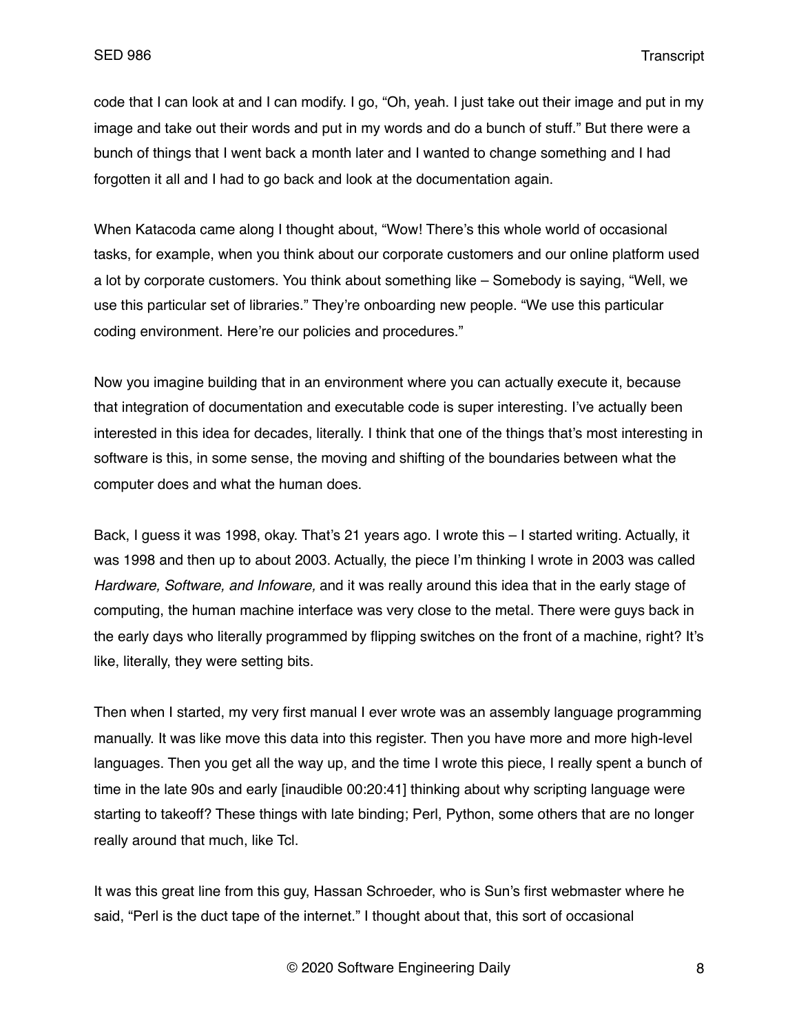code that I can look at and I can modify. I go, "Oh, yeah. I just take out their image and put in my image and take out their words and put in my words and do a bunch of stuff." But there were a bunch of things that I went back a month later and I wanted to change something and I had forgotten it all and I had to go back and look at the documentation again.

When Katacoda came along I thought about, "Wow! There's this whole world of occasional tasks, for example, when you think about our corporate customers and our online platform used a lot by corporate customers. You think about something like – Somebody is saying, "Well, we use this particular set of libraries." They're onboarding new people. "We use this particular coding environment. Here're our policies and procedures."

Now you imagine building that in an environment where you can actually execute it, because that integration of documentation and executable code is super interesting. I've actually been interested in this idea for decades, literally. I think that one of the things that's most interesting in software is this, in some sense, the moving and shifting of the boundaries between what the computer does and what the human does.

Back, I guess it was 1998, okay. That's 21 years ago. I wrote this – I started writing. Actually, it was 1998 and then up to about 2003. Actually, the piece I'm thinking I wrote in 2003 was called *Hardware, Software, and Infoware,* and it was really around this idea that in the early stage of computing, the human machine interface was very close to the metal. There were guys back in the early days who literally programmed by flipping switches on the front of a machine, right? It's like, literally, they were setting bits.

Then when I started, my very first manual I ever wrote was an assembly language programming manually. It was like move this data into this register. Then you have more and more high-level languages. Then you get all the way up, and the time I wrote this piece, I really spent a bunch of time in the late 90s and early [inaudible 00:20:41] thinking about why scripting language were starting to takeoff? These things with late binding; Perl, Python, some others that are no longer really around that much, like Tcl.

It was this great line from this guy, Hassan Schroeder, who is Sun's first webmaster where he said, "Perl is the duct tape of the internet." I thought about that, this sort of occasional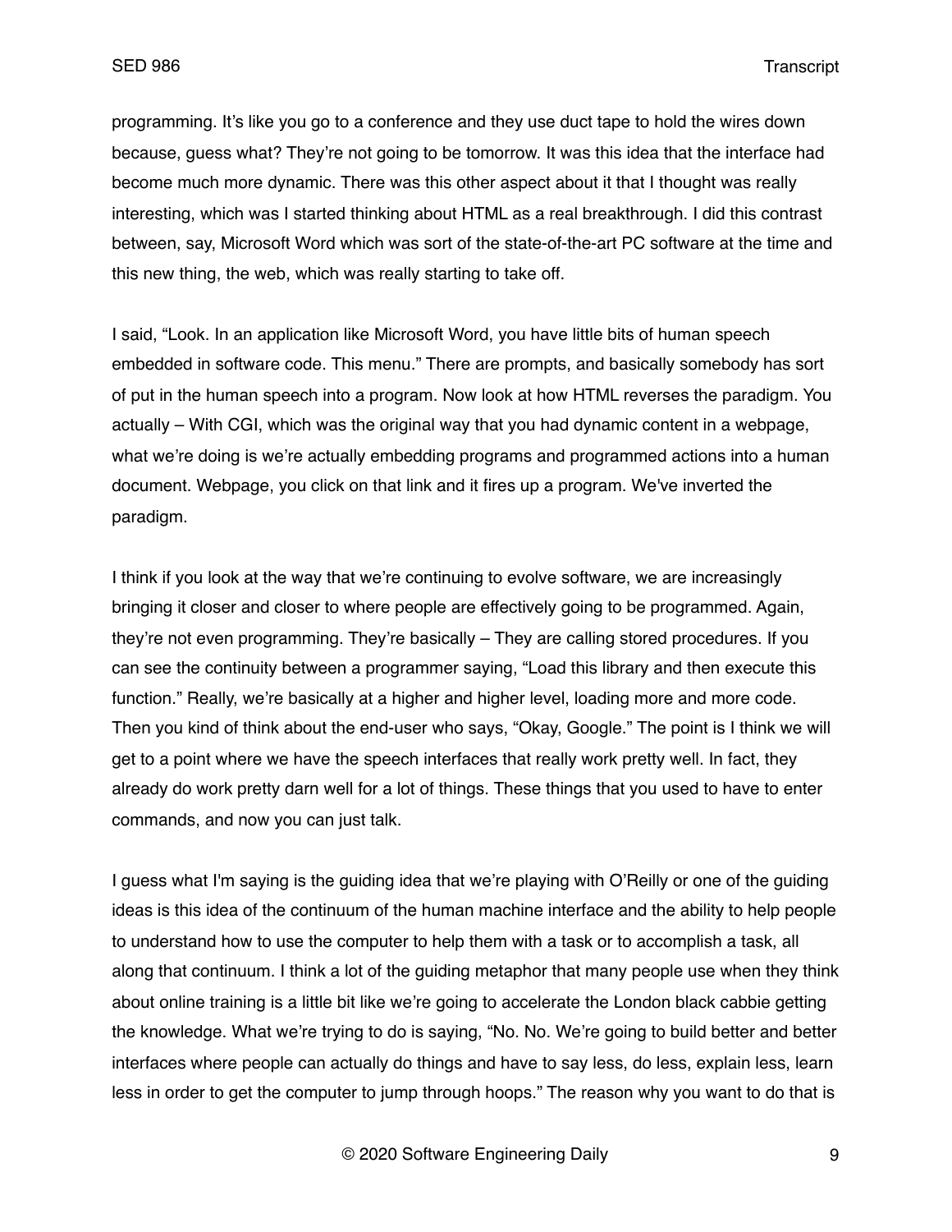programming. It's like you go to a conference and they use duct tape to hold the wires down because, guess what? They're not going to be tomorrow. It was this idea that the interface had become much more dynamic. There was this other aspect about it that I thought was really interesting, which was I started thinking about HTML as a real breakthrough. I did this contrast between, say, Microsoft Word which was sort of the state-of-the-art PC software at the time and this new thing, the web, which was really starting to take off.

I said, "Look. In an application like Microsoft Word, you have little bits of human speech embedded in software code. This menu." There are prompts, and basically somebody has sort of put in the human speech into a program. Now look at how HTML reverses the paradigm. You actually – With CGI, which was the original way that you had dynamic content in a webpage, what we're doing is we're actually embedding programs and programmed actions into a human document. Webpage, you click on that link and it fires up a program. We've inverted the paradigm.

I think if you look at the way that we're continuing to evolve software, we are increasingly bringing it closer and closer to where people are effectively going to be programmed. Again, they're not even programming. They're basically – They are calling stored procedures. If you can see the continuity between a programmer saying, "Load this library and then execute this function." Really, we're basically at a higher and higher level, loading more and more code. Then you kind of think about the end-user who says, "Okay, Google." The point is I think we will get to a point where we have the speech interfaces that really work pretty well. In fact, they already do work pretty darn well for a lot of things. These things that you used to have to enter commands, and now you can just talk.

I guess what I'm saying is the guiding idea that we're playing with O'Reilly or one of the guiding ideas is this idea of the continuum of the human machine interface and the ability to help people to understand how to use the computer to help them with a task or to accomplish a task, all along that continuum. I think a lot of the guiding metaphor that many people use when they think about online training is a little bit like we're going to accelerate the London black cabbie getting the knowledge. What we're trying to do is saying, "No. No. We're going to build better and better interfaces where people can actually do things and have to say less, do less, explain less, learn less in order to get the computer to jump through hoops." The reason why you want to do that is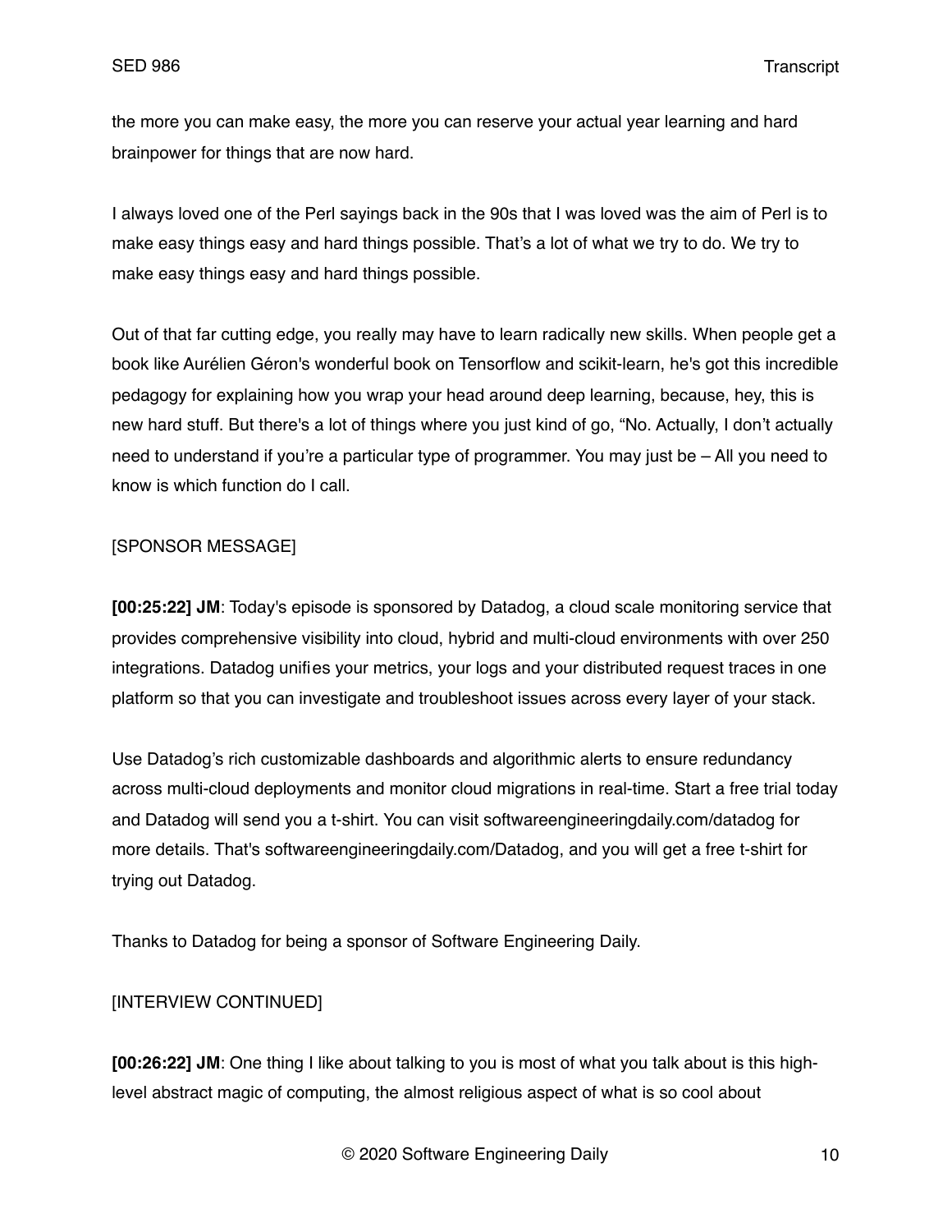the more you can make easy, the more you can reserve your actual year learning and hard brainpower for things that are now hard.

I always loved one of the Perl sayings back in the 90s that I was loved was the aim of Perl is to make easy things easy and hard things possible. That's a lot of what we try to do. We try to make easy things easy and hard things possible.

Out of that far cutting edge, you really may have to learn radically new skills. When people get a book like Aurélien Géron's wonderful book on Tensorflow and scikit-learn, he's got this incredible pedagogy for explaining how you wrap your head around deep learning, because, hey, this is new hard stuff. But there's a lot of things where you just kind of go, "No. Actually, I don't actually need to understand if you're a particular type of programmer. You may just be – All you need to know is which function do I call.

[SPONSOR MESSAGE]

**[00:25:22] JM**: Today's episode is sponsored by Datadog, a cloud scale monitoring service that provides comprehensive visibility into cloud, hybrid and multi-cloud environments with over 250 integrations. Datadog unifies your metrics, your logs and your distributed request traces in one platform so that you can investigate and troubleshoot issues across every layer of your stack.

Use Datadog's rich customizable dashboards and algorithmic alerts to ensure redundancy across multi-cloud deployments and monitor cloud migrations in real-time. Start a free trial today and Datadog will send you a t-shirt. You can visit softwareengineeringdaily.com/datadog for more details. That's softwareengineeringdaily.com/Datadog, and you will get a free t-shirt for trying out Datadog.

Thanks to Datadog for being a sponsor of Software Engineering Daily.

[INTERVIEW CONTINUED]

**[00:26:22] JM**: One thing I like about talking to you is most of what you talk about is this high-level abstract magic of computing, the almost religious aspect of what is so cool about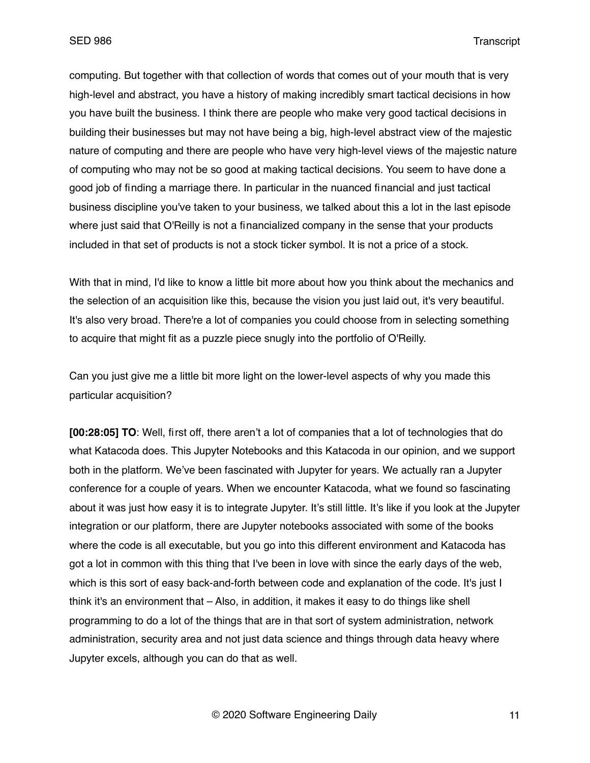computing. But together with that collection of words that comes out of your mouth that is very high-level and abstract, you have a history of making incredibly smart tactical decisions in how you have built the business. I think there are people who make very good tactical decisions in building their businesses but may not have being a big, high-level abstract view of the majestic nature of computing and there are people who have very high-level views of the majestic nature of computing who may not be so good at making tactical decisions. You seem to have done a good job of finding a marriage there. In particular in the nuanced financial and just tactical business discipline you've taken to your business, we talked about this a lot in the last episode where just said that O'Reilly is not a financialized company in the sense that your products included in that set of products is not a stock ticker symbol. It is not a price of a stock.

With that in mind, I'd like to know a little bit more about how you think about the mechanics and the selection of an acquisition like this, because the vision you just laid out, it's very beautiful. It's also very broad. There're a lot of companies you could choose from in selecting something to acquire that might fit as a puzzle piece snugly into the portfolio of O'Reilly.

Can you just give me a little bit more light on the lower-level aspects of why you made this particular acquisition?

**[00:28:05] TO**: Well, first off, there aren't a lot of companies that a lot of technologies that do what Katacoda does. This Jupyter Notebooks and this Katacoda in our opinion, and we support both in the platform. We've been fascinated with Jupyter for years. We actually ran a Jupyter conference for a couple of years. When we encounter Katacoda, what we found so fascinating about it was just how easy it is to integrate Jupyter. It's still little. It's like if you look at the Jupyter integration or our platform, there are Jupyter notebooks associated with some of the books where the code is all executable, but you go into this different environment and Katacoda has got a lot in common with this thing that I've been in love with since the early days of the web, which is this sort of easy back-and-forth between code and explanation of the code. It's just I think it's an environment that – Also, in addition, it makes it easy to do things like shell programming to do a lot of the things that are in that sort of system administration, network administration, security area and not just data science and things through data heavy where Jupyter excels, although you can do that as well.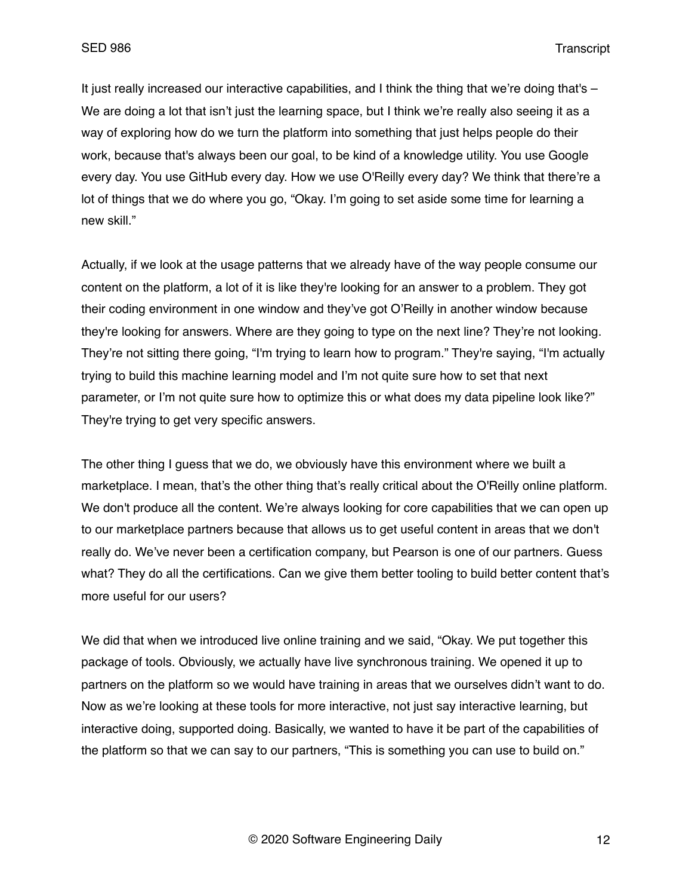It just really increased our interactive capabilities, and I think the thing that we're doing that's – We are doing a lot that isn't just the learning space, but I think we're really also seeing it as a way of exploring how do we turn the platform into something that just helps people do their work, because that's always been our goal, to be kind of a knowledge utility. You use Google every day. You use GitHub every day. How we use O'Reilly every day? We think that there're a lot of things that we do where you go, "Okay. I'm going to set aside some time for learning a new skill."

Actually, if we look at the usage patterns that we already have of the way people consume our content on the platform, a lot of it is like they're looking for an answer to a problem. They got their coding environment in one window and they've got O'Reilly in another window because they're looking for answers. Where are they going to type on the next line? They're not looking. They're not sitting there going, "I'm trying to learn how to program." They're saying, "I'm actually trying to build this machine learning model and I'm not quite sure how to set that next parameter, or I'm not quite sure how to optimize this or what does my data pipeline look like?" They're trying to get very specific answers.

The other thing I guess that we do, we obviously have this environment where we built a marketplace. I mean, that's the other thing that's really critical about the O'Reilly online platform. We don't produce all the content. We're always looking for core capabilities that we can open up to our marketplace partners because that allows us to get useful content in areas that we don't really do. We've never been a certification company, but Pearson is one of our partners. Guess what? They do all the certifications. Can we give them better tooling to build better content that's more useful for our users?

We did that when we introduced live online training and we said, "Okay. We put together this package of tools. Obviously, we actually have live synchronous training. We opened it up to partners on the platform so we would have training in areas that we ourselves didn't want to do. Now as we're looking at these tools for more interactive, not just say interactive learning, but interactive doing, supported doing. Basically, we wanted to have it be part of the capabilities of the platform so that we can say to our partners, "This is something you can use to build on."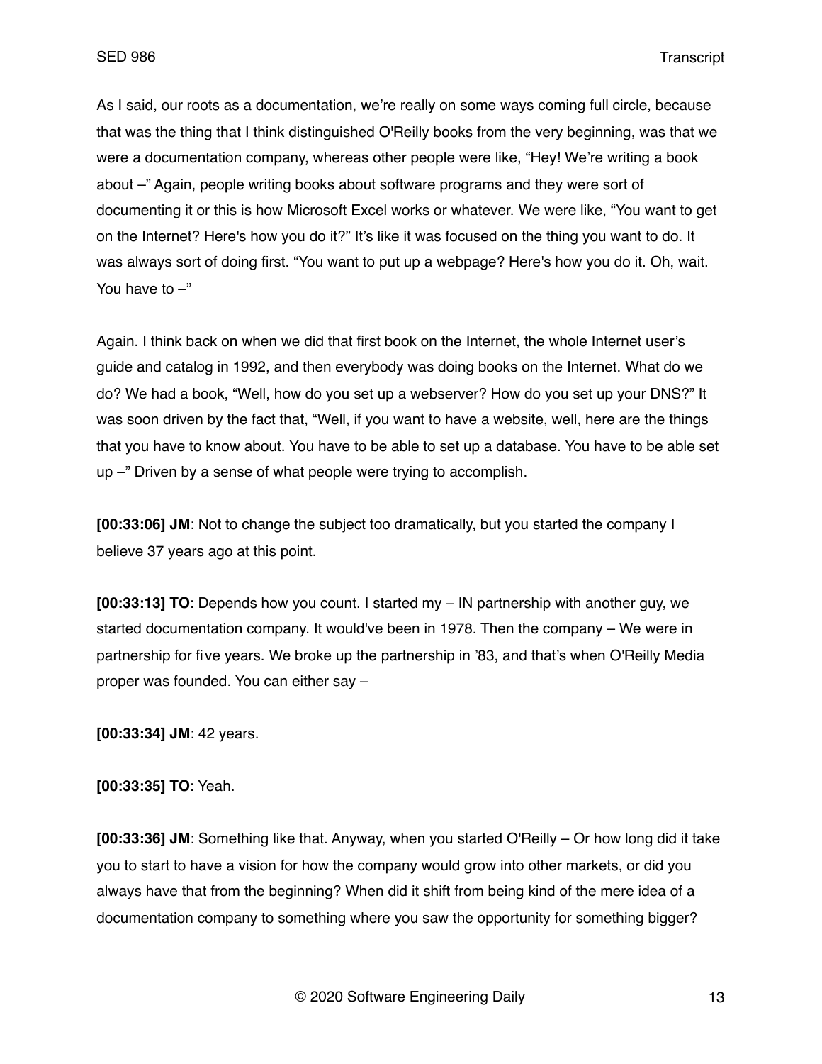As I said, our roots as a documentation, we're really on some ways coming full circle, because that was the thing that I think distinguished O'Reilly books from the very beginning, was that we were a documentation company, whereas other people were like, "Hey! We're writing a book about –" Again, people writing books about software programs and they were sort of documenting it or this is how Microsoft Excel works or whatever. We were like, "You want to get on the Internet? Here's how you do it?" It's like it was focused on the thing you want to do. It was always sort of doing first. "You want to put up a webpage? Here's how you do it. Oh, wait. You have to –"

Again. I think back on when we did that first book on the Internet, the whole Internet user's guide and catalog in 1992, and then everybody was doing books on the Internet. What do we do? We had a book, "Well, how do you set up a webserver? How do you set up your DNS?" It was soon driven by the fact that, "Well, if you want to have a website, well, here are the things that you have to know about. You have to be able to set up a database. You have to be able set up –" Driven by a sense of what people were trying to accomplish.

**[00:33:06] JM**: Not to change the subject too dramatically, but you started the company I believe 37 years ago at this point.

**[00:33:13] TO**: Depends how you count. I started my – IN partnership with another guy, we started documentation company. It would've been in 1978. Then the company – We were in partnership for five years. We broke up the partnership in '83, and that's when O'Reilly Media proper was founded. You can either say –

**[00:33:34] JM**: 42 years.

**[00:33:35] TO**: Yeah.

**[00:33:36] JM**: Something like that. Anyway, when you started O'Reilly – Or how long did it take you to start to have a vision for how the company would grow into other markets, or did you always have that from the beginning? When did it shift from being kind of the mere idea of a documentation company to something where you saw the opportunity for something bigger?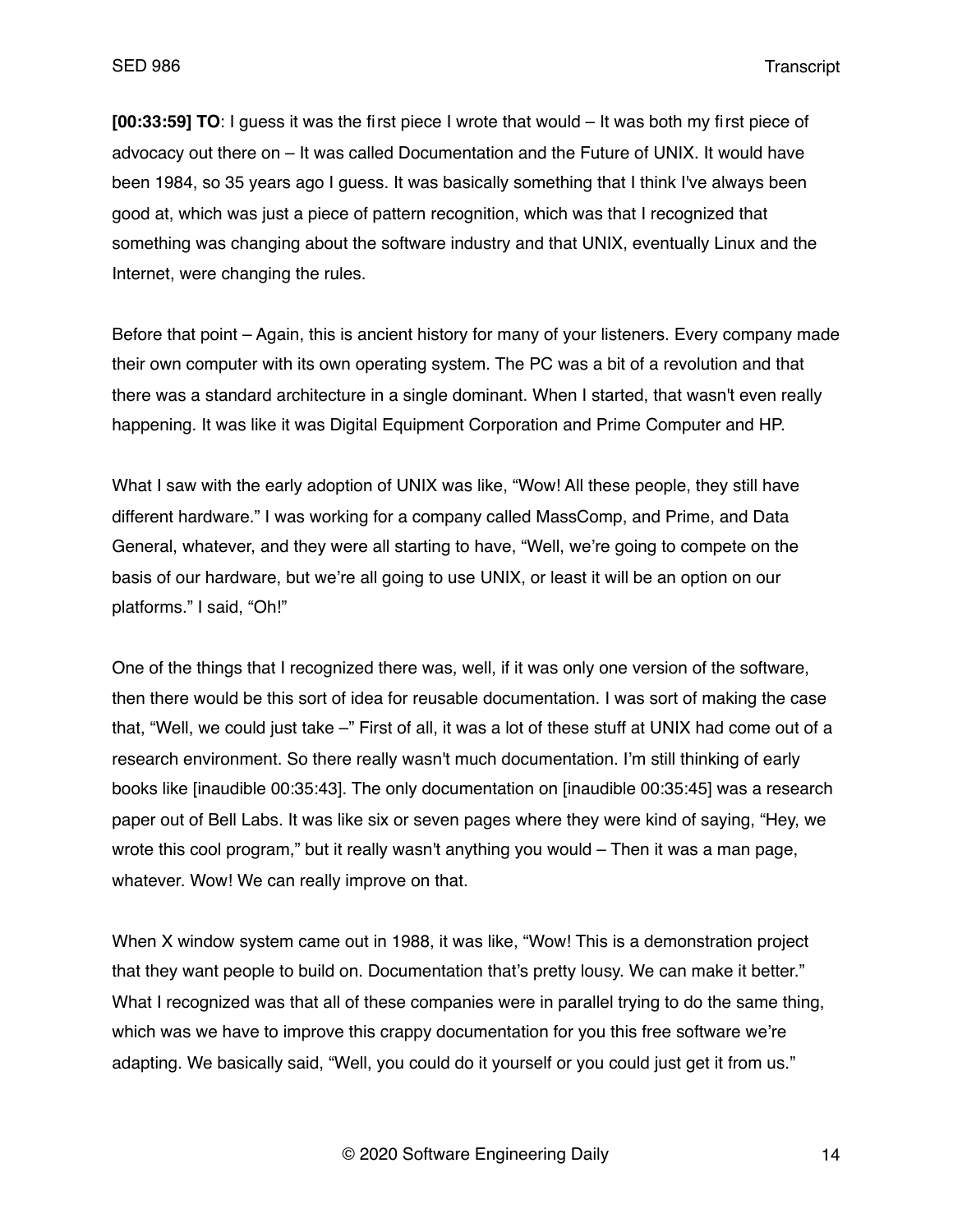**[00:33:59] TO**: I guess it was the first piece I wrote that would – It was both my first piece of advocacy out there on – It was called Documentation and the Future of UNIX. It would have been 1984, so 35 years ago I guess. It was basically something that I think I've always been good at, which was just a piece of pattern recognition, which was that I recognized that something was changing about the software industry and that UNIX, eventually Linux and the Internet, were changing the rules.

Before that point – Again, this is ancient history for many of your listeners. Every company made their own computer with its own operating system. The PC was a bit of a revolution and that there was a standard architecture in a single dominant. When I started, that wasn't even really happening. It was like it was Digital Equipment Corporation and Prime Computer and HP.

What I saw with the early adoption of UNIX was like, "Wow! All these people, they still have different hardware." I was working for a company called MassComp, and Prime, and Data General, whatever, and they were all starting to have, "Well, we're going to compete on the basis of our hardware, but we're all going to use UNIX, or least it will be an option on our platforms." I said, "Oh!"

One of the things that I recognized there was, well, if it was only one version of the software, then there would be this sort of idea for reusable documentation. I was sort of making the case that, "Well, we could just take –" First of all, it was a lot of these stuff at UNIX had come out of a research environment. So there really wasn't much documentation. I'm still thinking of early books like [inaudible 00:35:43]. The only documentation on [inaudible 00:35:45] was a research paper out of Bell Labs. It was like six or seven pages where they were kind of saying, "Hey, we wrote this cool program," but it really wasn't anything you would – Then it was a man page, whatever. Wow! We can really improve on that.

When X window system came out in 1988, it was like, "Wow! This is a demonstration project that they want people to build on. Documentation that's pretty lousy. We can make it better." What I recognized was that all of these companies were in parallel trying to do the same thing, which was we have to improve this crappy documentation for you this free software we're adapting. We basically said, "Well, you could do it yourself or you could just get it from us."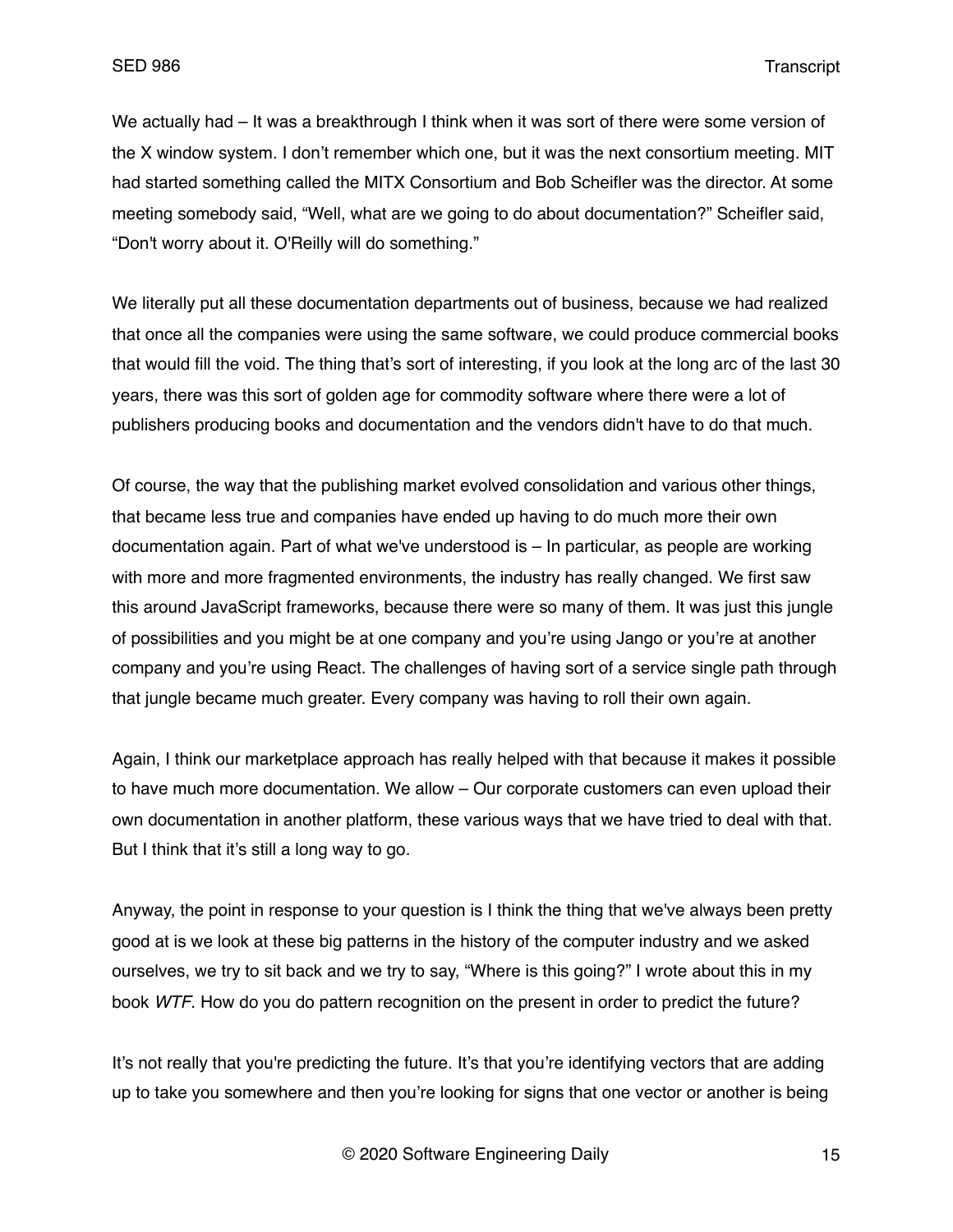We actually had – It was a breakthrough I think when it was sort of there were some version of the X window system. I don't remember which one, but it was the next consortium meeting. MIT had started something called the MITX Consortium and Bob Scheifler was the director. At some meeting somebody said, "Well, what are we going to do about documentation?" Scheifler said, "Don't worry about it. O'Reilly will do something."

We literally put all these documentation departments out of business, because we had realized that once all the companies were using the same software, we could produce commercial books that would fill the void. The thing that's sort of interesting, if you look at the long arc of the last 30 years, there was this sort of golden age for commodity software where there were a lot of publishers producing books and documentation and the vendors didn't have to do that much.

Of course, the way that the publishing market evolved consolidation and various other things, that became less true and companies have ended up having to do much more their own documentation again. Part of what we've understood is – In particular, as people are working with more and more fragmented environments, the industry has really changed. We first saw this around JavaScript frameworks, because there were so many of them. It was just this jungle of possibilities and you might be at one company and you're using Jango or you're at another company and you're using React. The challenges of having sort of a service single path through that jungle became much greater. Every company was having to roll their own again.

Again, I think our marketplace approach has really helped with that because it makes it possible to have much more documentation. We allow – Our corporate customers can even upload their own documentation in another platform, these various ways that we have tried to deal with that. But I think that it's still a long way to go.

Anyway, the point in response to your question is I think the thing that we've always been pretty good at is we look at these big patterns in the history of the computer industry and we asked ourselves, we try to sit back and we try to say, "Where is this going?" I wrote about this in my book *WTF*. How do you do pattern recognition on the present in order to predict the future?

It's not really that you're predicting the future. It's that you're identifying vectors that are adding up to take you somewhere and then you're looking for signs that one vector or another is being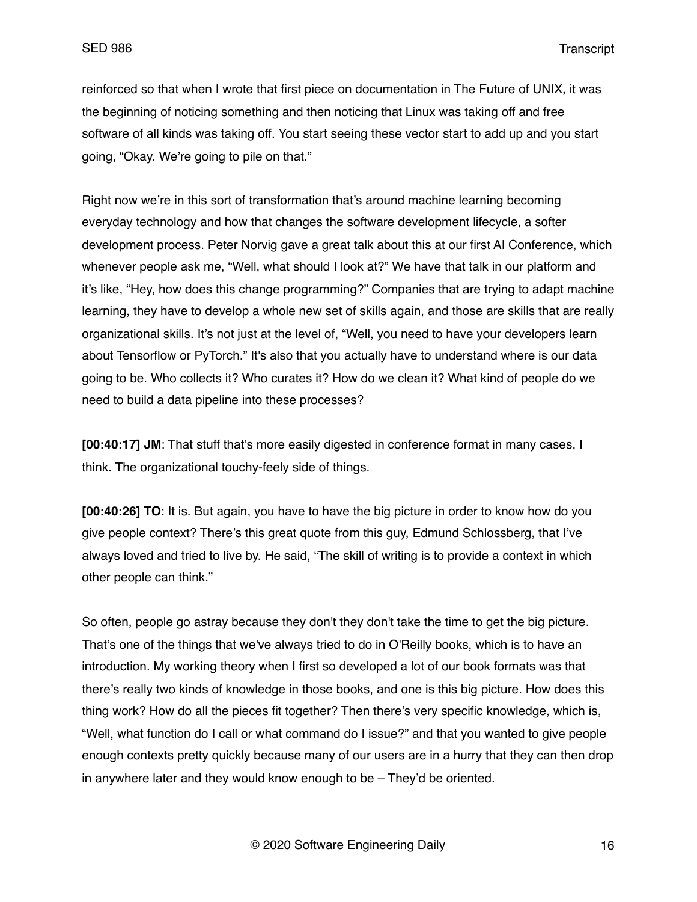reinforced so that when I wrote that first piece on documentation in The Future of UNIX, it was the beginning of noticing something and then noticing that Linux was taking off and free software of all kinds was taking off. You start seeing these vector start to add up and you start going, "Okay. We're going to pile on that."

Right now we're in this sort of transformation that's around machine learning becoming everyday technology and how that changes the software development lifecycle, a softer development process. Peter Norvig gave a great talk about this at our first AI Conference, which whenever people ask me, "Well, what should I look at?" We have that talk in our platform and it's like, "Hey, how does this change programming?" Companies that are trying to adapt machine learning, they have to develop a whole new set of skills again, and those are skills that are really organizational skills. It's not just at the level of, "Well, you need to have your developers learn about Tensorflow or PyTorch." It's also that you actually have to understand where is our data going to be. Who collects it? Who curates it? How do we clean it? What kind of people do we need to build a data pipeline into these processes?

**[00:40:17] JM**: That stuff that's more easily digested in conference format in many cases, I think. The organizational touchy-feely side of things.

**[00:40:26] TO**: It is. But again, you have to have the big picture in order to know how do you give people context? There's this great quote from this guy, Edmund Schlossberg, that I've always loved and tried to live by. He said, "The skill of writing is to provide a context in which other people can think."

So often, people go astray because they don't they don't take the time to get the big picture. That's one of the things that we've always tried to do in O'Reilly books, which is to have an introduction. My working theory when I first so developed a lot of our book formats was that there's really two kinds of knowledge in those books, and one is this big picture. How does this thing work? How do all the pieces fit together? Then there's very specific knowledge, which is, "Well, what function do I call or what command do I issue?" and that you wanted to give people enough contexts pretty quickly because many of our users are in a hurry that they can then drop in anywhere later and they would know enough to be – They'd be oriented.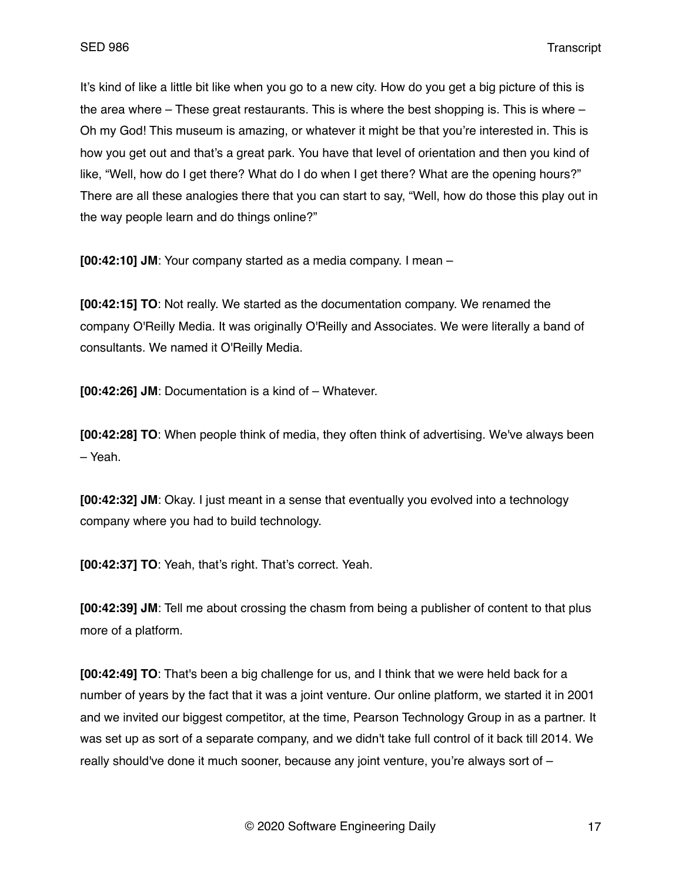It's kind of like a little bit like when you go to a new city. How do you get a big picture of this is the area where – These great restaurants. This is where the best shopping is. This is where – Oh my God! This museum is amazing, or whatever it might be that you're interested in. This is how you get out and that's a great park. You have that level of orientation and then you kind of like, "Well, how do I get there? What do I do when I get there? What are the opening hours?" There are all these analogies there that you can start to say, "Well, how do those this play out in the way people learn and do things online?"

**[00:42:10] JM**: Your company started as a media company. I mean –

**[00:42:15] TO**: Not really. We started as the documentation company. We renamed the company O'Reilly Media. It was originally O'Reilly and Associates. We were literally a band of consultants. We named it O'Reilly Media.

**[00:42:26] JM**: Documentation is a kind of – Whatever.

**[00:42:28] TO**: When people think of media, they often think of advertising. We've always been – Yeah.

**[00:42:32] JM**: Okay. I just meant in a sense that eventually you evolved into a technology company where you had to build technology.

**[00:42:37] TO**: Yeah, that's right. That's correct. Yeah.

**[00:42:39] JM**: Tell me about crossing the chasm from being a publisher of content to that plus more of a platform.

**[00:42:49] TO**: That's been a big challenge for us, and I think that we were held back for a number of years by the fact that it was a joint venture. Our online platform, we started it in 2001 and we invited our biggest competitor, at the time, Pearson Technology Group in as a partner. It was set up as sort of a separate company, and we didn't take full control of it back till 2014. We really should've done it much sooner, because any joint venture, you're always sort of –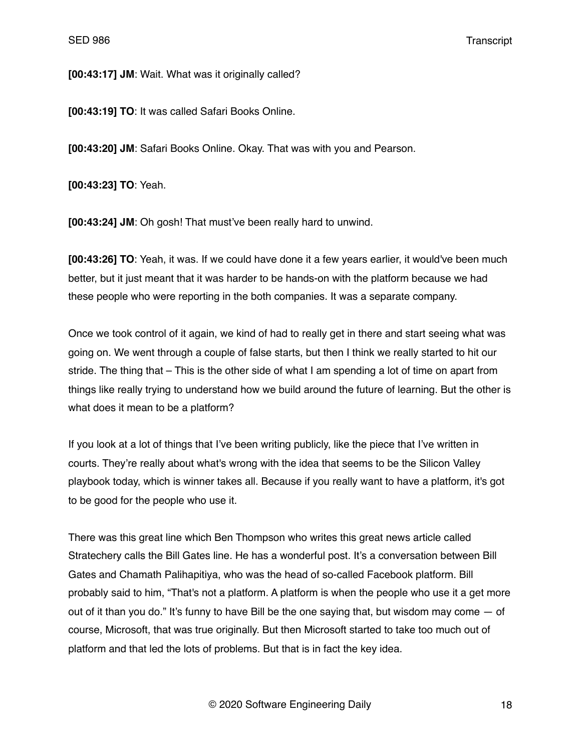**[00:43:17] JM**: Wait. What was it originally called?

**[00:43:19] TO**: It was called Safari Books Online.

**[00:43:20] JM**: Safari Books Online. Okay. That was with you and Pearson.

**[00:43:23] TO**: Yeah.

**[00:43:24] JM**: Oh gosh! That must've been really hard to unwind.

**[00:43:26] TO**: Yeah, it was. If we could have done it a few years earlier, it would've been much better, but it just meant that it was harder to be hands-on with the platform because we had these people who were reporting in the both companies. It was a separate company.

Once we took control of it again, we kind of had to really get in there and start seeing what was going on. We went through a couple of false starts, but then I think we really started to hit our stride. The thing that – This is the other side of what I am spending a lot of time on apart from things like really trying to understand how we build around the future of learning. But the other is what does it mean to be a platform?

If you look at a lot of things that I've been writing publicly, like the piece that I've written in courts. They're really about what's wrong with the idea that seems to be the Silicon Valley playbook today, which is winner takes all. Because if you really want to have a platform, it's got to be good for the people who use it.

There was this great line which Ben Thompson who writes this great news article called Stratechery calls the Bill Gates line. He has a wonderful post. It's a conversation between Bill Gates and Chamath Palihapitiya, who was the head of so-called Facebook platform. Bill probably said to him, "That's not a platform. A platform is when the people who use it a get more out of it than you do." It's funny to have Bill be the one saying that, but wisdom may come — of course, Microsoft, that was true originally. But then Microsoft started to take too much out of platform and that led the lots of problems. But that is in fact the key idea.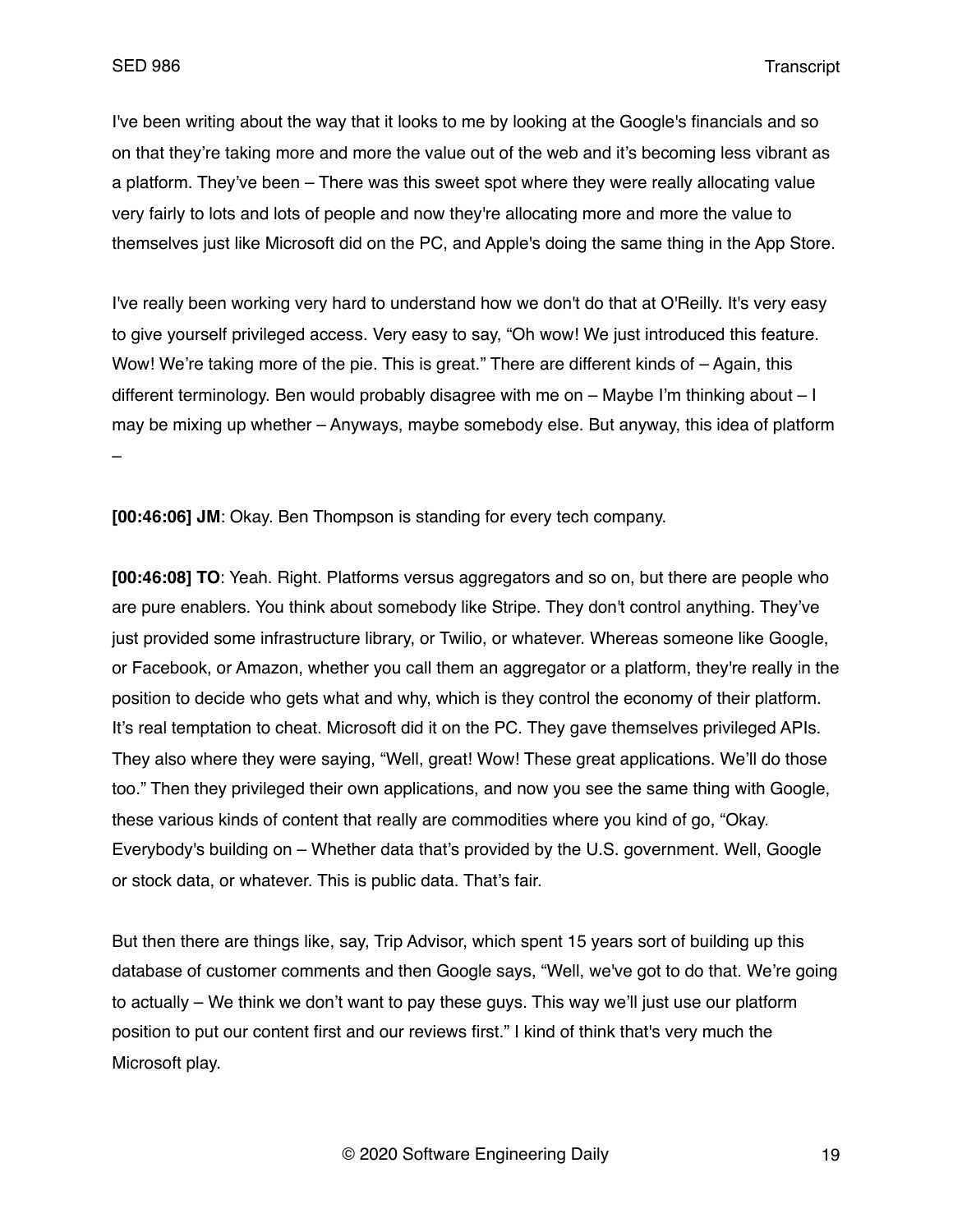I've been writing about the way that it looks to me by looking at the Google's financials and so on that they're taking more and more the value out of the web and it's becoming less vibrant as a platform. They've been – There was this sweet spot where they were really allocating value very fairly to lots and lots of people and now they're allocating more and more the value to themselves just like Microsoft did on the PC, and Apple's doing the same thing in the App Store.

I've really been working very hard to understand how we don't do that at O'Reilly. It's very easy to give yourself privileged access. Very easy to say, "Oh wow! We just introduced this feature. Wow! We're taking more of the pie. This is great." There are different kinds of – Again, this different terminology. Ben would probably disagree with me on – Maybe I'm thinking about – I may be mixing up whether – Anyways, maybe somebody else. But anyway, this idea of platform –

**[00:46:06] JM**: Okay. Ben Thompson is standing for every tech company.

**[00:46:08] TO**: Yeah. Right. Platforms versus aggregators and so on, but there are people who are pure enablers. You think about somebody like Stripe. They don't control anything. They've just provided some infrastructure library, or Twilio, or whatever. Whereas someone like Google, or Facebook, or Amazon, whether you call them an aggregator or a platform, they're really in the position to decide who gets what and why, which is they control the economy of their platform. It's real temptation to cheat. Microsoft did it on the PC. They gave themselves privileged APIs. They also where they were saying, "Well, great! Wow! These great applications. We'll do those too." Then they privileged their own applications, and now you see the same thing with Google, these various kinds of content that really are commodities where you kind of go, "Okay. Everybody's building on – Whether data that's provided by the U.S. government. Well, Google or stock data, or whatever. This is public data. That's fair.

But then there are things like, say, Trip Advisor, which spent 15 years sort of building up this database of customer comments and then Google says, "Well, we've got to do that. We're going to actually – We think we don't want to pay these guys. This way we'll just use our platform position to put our content first and our reviews first." I kind of think that's very much the Microsoft play.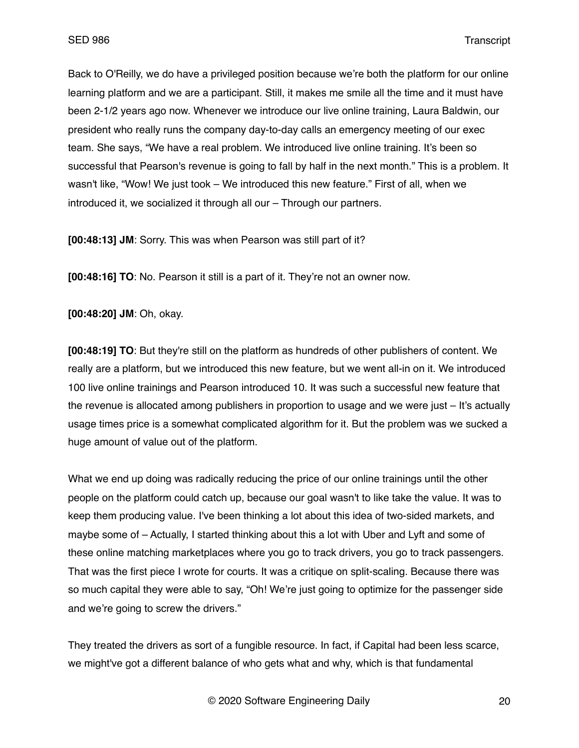Back to O'Reilly, we do have a privileged position because we're both the platform for our online learning platform and we are a participant. Still, it makes me smile all the time and it must have been 2-1/2 years ago now. Whenever we introduce our live online training, Laura Baldwin, our president who really runs the company day-to-day calls an emergency meeting of our exec team. She says, "We have a real problem. We introduced live online training. It's been so successful that Pearson's revenue is going to fall by half in the next month." This is a problem. It wasn't like, "Wow! We just took – We introduced this new feature." First of all, when we introduced it, we socialized it through all our – Through our partners.

**[00:48:13] JM**: Sorry. This was when Pearson was still part of it?

**[00:48:16] TO**: No. Pearson it still is a part of it. They're not an owner now.

**[00:48:20] JM**: Oh, okay.

**[00:48:19] TO**: But they're still on the platform as hundreds of other publishers of content. We really are a platform, but we introduced this new feature, but we went all-in on it. We introduced 100 live online trainings and Pearson introduced 10. It was such a successful new feature that the revenue is allocated among publishers in proportion to usage and we were just – It's actually usage times price is a somewhat complicated algorithm for it. But the problem was we sucked a huge amount of value out of the platform.

What we end up doing was radically reducing the price of our online trainings until the other people on the platform could catch up, because our goal wasn't to like take the value. It was to keep them producing value. I've been thinking a lot about this idea of two-sided markets, and maybe some of – Actually, I started thinking about this a lot with Uber and Lyft and some of these online matching marketplaces where you go to track drivers, you go to track passengers. That was the first piece I wrote for courts. It was a critique on split-scaling. Because there was so much capital they were able to say, "Oh! We're just going to optimize for the passenger side and we're going to screw the drivers."

They treated the drivers as sort of a fungible resource. In fact, if Capital had been less scarce, we might've got a different balance of who gets what and why, which is that fundamental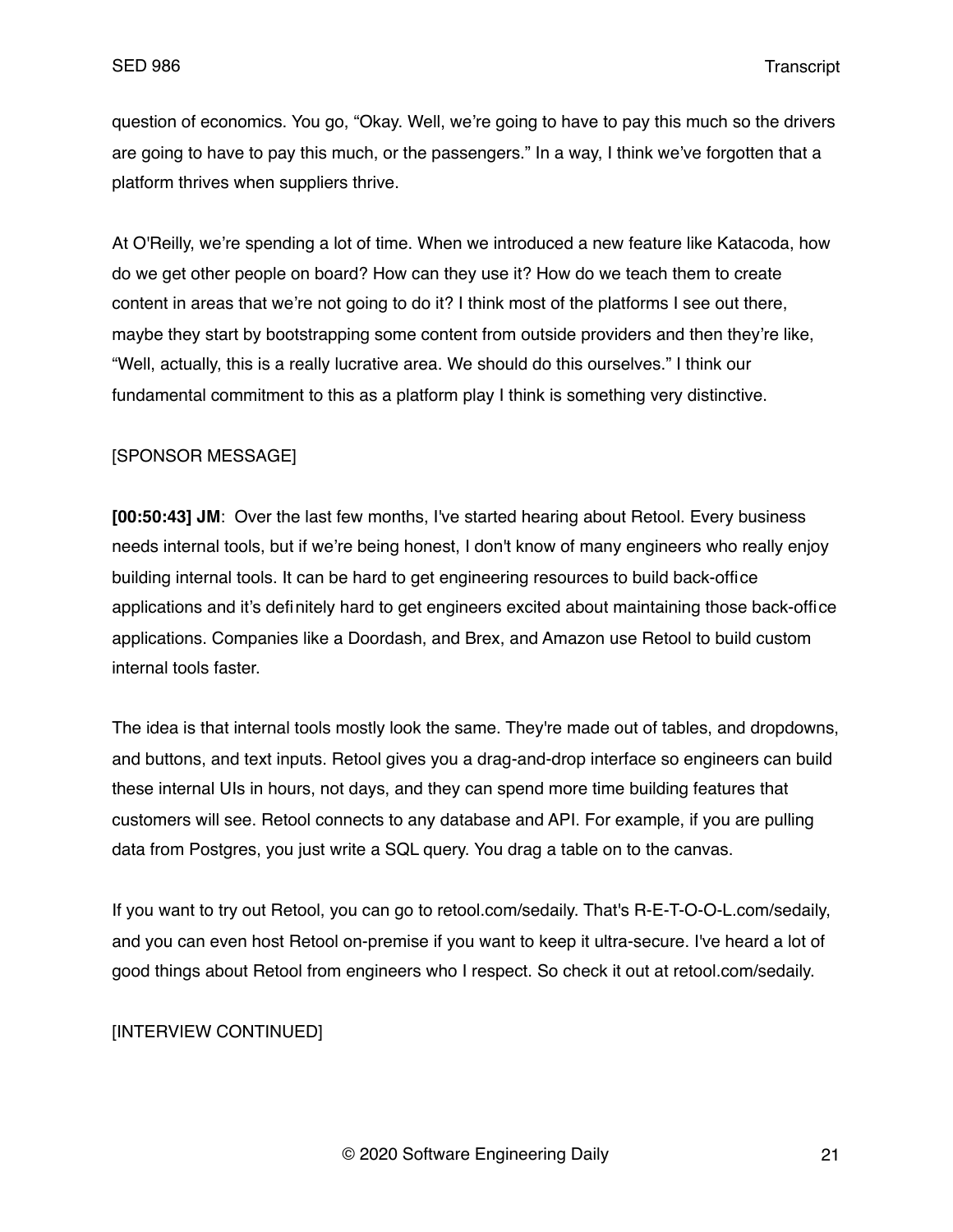question of economics. You go, "Okay. Well, we're going to have to pay this much so the drivers are going to have to pay this much, or the passengers." In a way, I think we've forgotten that a platform thrives when suppliers thrive.

At O'Reilly, we're spending a lot of time. When we introduced a new feature like Katacoda, how do we get other people on board? How can they use it? How do we teach them to create content in areas that we're not going to do it? I think most of the platforms I see out there, maybe they start by bootstrapping some content from outside providers and then they're like, "Well, actually, this is a really lucrative area. We should do this ourselves." I think our fundamental commitment to this as a platform play I think is something very distinctive.

[SPONSOR MESSAGE]

**[00:50:43] JM**: Over the last few months, I've started hearing about Retool. Every business needs internal tools, but if we're being honest, I don't know of many engineers who really enjoy building internal tools. It can be hard to get engineering resources to build back-office applications and it's definitely hard to get engineers excited about maintaining those back-office applications. Companies like a Doordash, and Brex, and Amazon use Retool to build custom internal tools faster.

The idea is that internal tools mostly look the same. They're made out of tables, and dropdowns, and buttons, and text inputs. Retool gives you a drag-and-drop interface so engineers can build these internal UIs in hours, not days, and they can spend more time building features that customers will see. Retool connects to any database and API. For example, if you are pulling data from Postgres, you just write a SQL query. You drag a table on to the canvas.

If you want to try out Retool, you can go to retool.com/sedaily. That's R-E-T-O-O-L.com/sedaily, and you can even host Retool on-premise if you want to keep it ultra-secure. I've heard a lot of good things about Retool from engineers who I respect. So check it out at retool.com/sedaily.

[INTERVIEW CONTINUED]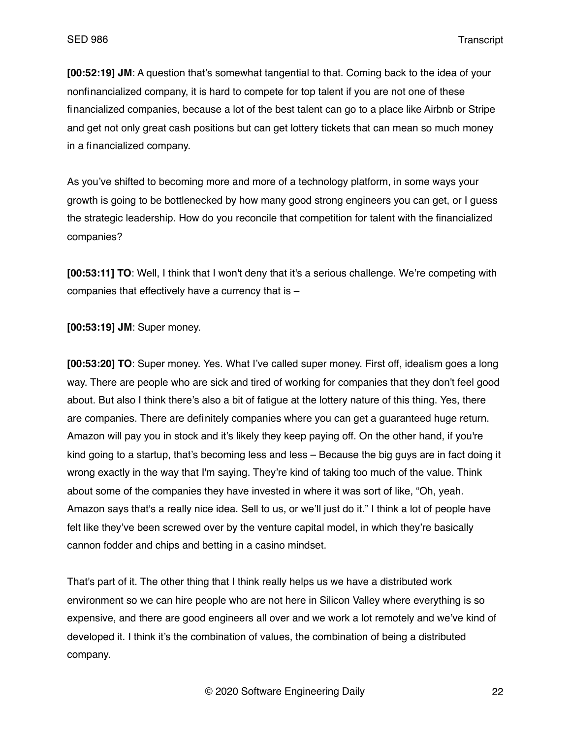**[00:52:19] JM**: A question that's somewhat tangential to that. Coming back to the idea of your nonfinancialized company, it is hard to compete for top talent if you are not one of these financialized companies, because a lot of the best talent can go to a place like Airbnb or Stripe and get not only great cash positions but can get lottery tickets that can mean so much money in a financialized company.

As you've shifted to becoming more and more of a technology platform, in some ways your growth is going to be bottlenecked by how many good strong engineers you can get, or I guess the strategic leadership. How do you reconcile that competition for talent with the financialized companies?

**[00:53:11] TO**: Well, I think that I won't deny that it's a serious challenge. We're competing with companies that effectively have a currency that is –

**[00:53:19] JM**: Super money.

**[00:53:20] TO**: Super money. Yes. What I've called super money. First off, idealism goes a long way. There are people who are sick and tired of working for companies that they don't feel good about. But also I think there's also a bit of fatigue at the lottery nature of this thing. Yes, there are companies. There are definitely companies where you can get a guaranteed huge return. Amazon will pay you in stock and it's likely they keep paying off. On the other hand, if you're kind going to a startup, that's becoming less and less – Because the big guys are in fact doing it wrong exactly in the way that I'm saying. They're kind of taking too much of the value. Think about some of the companies they have invested in where it was sort of like, "Oh, yeah. Amazon says that's a really nice idea. Sell to us, or we'll just do it." I think a lot of people have felt like they've been screwed over by the venture capital model, in which they're basically cannon fodder and chips and betting in a casino mindset.

That's part of it. The other thing that I think really helps us we have a distributed work environment so we can hire people who are not here in Silicon Valley where everything is so expensive, and there are good engineers all over and we work a lot remotely and we've kind of developed it. I think it's the combination of values, the combination of being a distributed company.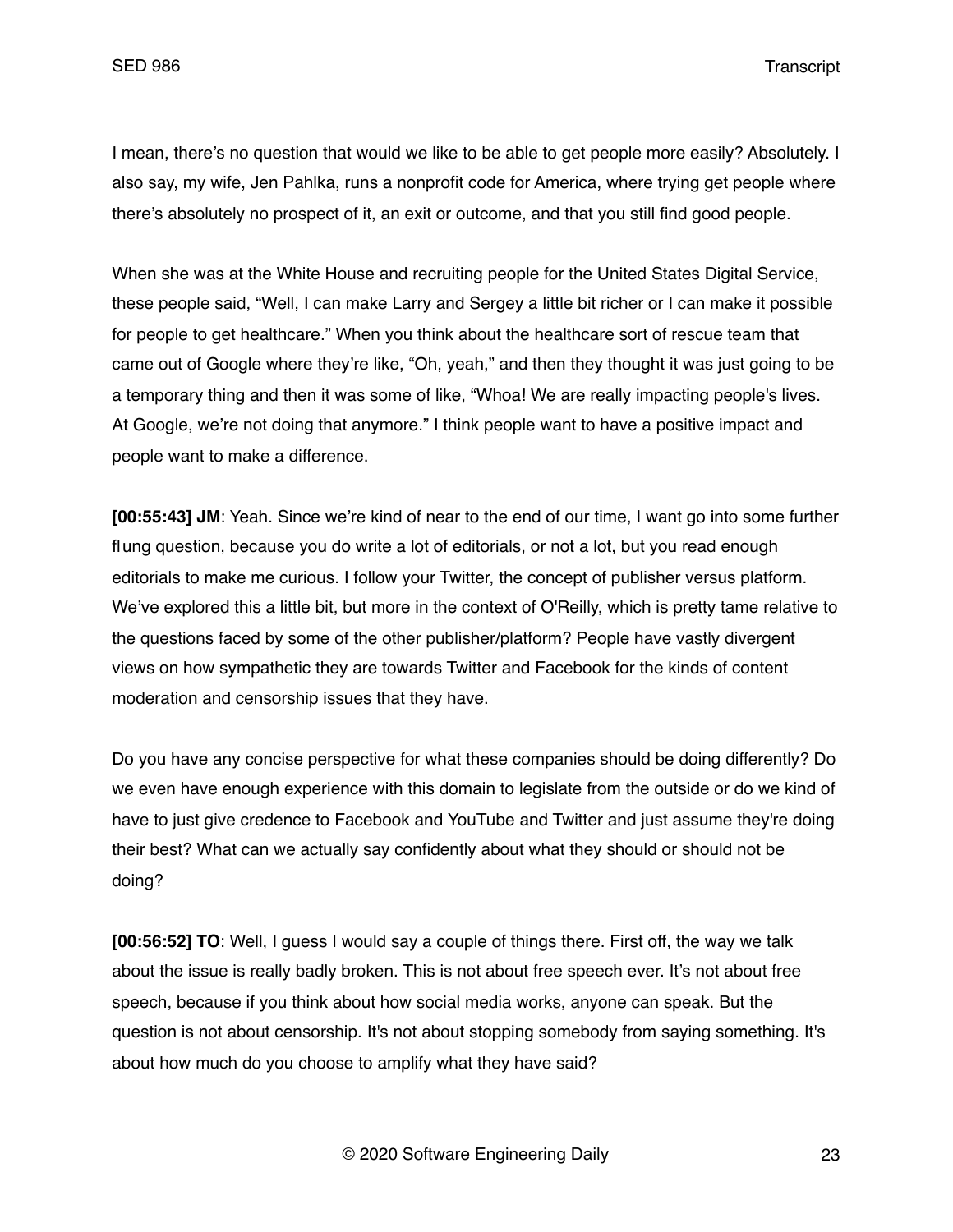I mean, there's no question that would we like to be able to get people more easily? Absolutely. I also say, my wife, Jen Pahlka, runs a nonprofit code for America, where trying get people where there's absolutely no prospect of it, an exit or outcome, and that you still find good people.

When she was at the White House and recruiting people for the United States Digital Service, these people said, "Well, I can make Larry and Sergey a little bit richer or I can make it possible for people to get healthcare." When you think about the healthcare sort of rescue team that came out of Google where they're like, "Oh, yeah," and then they thought it was just going to be a temporary thing and then it was some of like, "Whoa! We are really impacting people's lives. At Google, we're not doing that anymore." I think people want to have a positive impact and people want to make a difference.

**[00:55:43] JM**: Yeah. Since we're kind of near to the end of our time, I want go into some further flung question, because you do write a lot of editorials, or not a lot, but you read enough editorials to make me curious. I follow your Twitter, the concept of publisher versus platform. We've explored this a little bit, but more in the context of O'Reilly, which is pretty tame relative to the questions faced by some of the other publisher/platform? People have vastly divergent views on how sympathetic they are towards Twitter and Facebook for the kinds of content moderation and censorship issues that they have.

Do you have any concise perspective for what these companies should be doing differently? Do we even have enough experience with this domain to legislate from the outside or do we kind of have to just give credence to Facebook and YouTube and Twitter and just assume they're doing their best? What can we actually say confidently about what they should or should not be doing?

**[00:56:52] TO**: Well, I guess I would say a couple of things there. First off, the way we talk about the issue is really badly broken. This is not about free speech ever. It's not about free speech, because if you think about how social media works, anyone can speak. But the question is not about censorship. It's not about stopping somebody from saying something. It's about how much do you choose to amplify what they have said?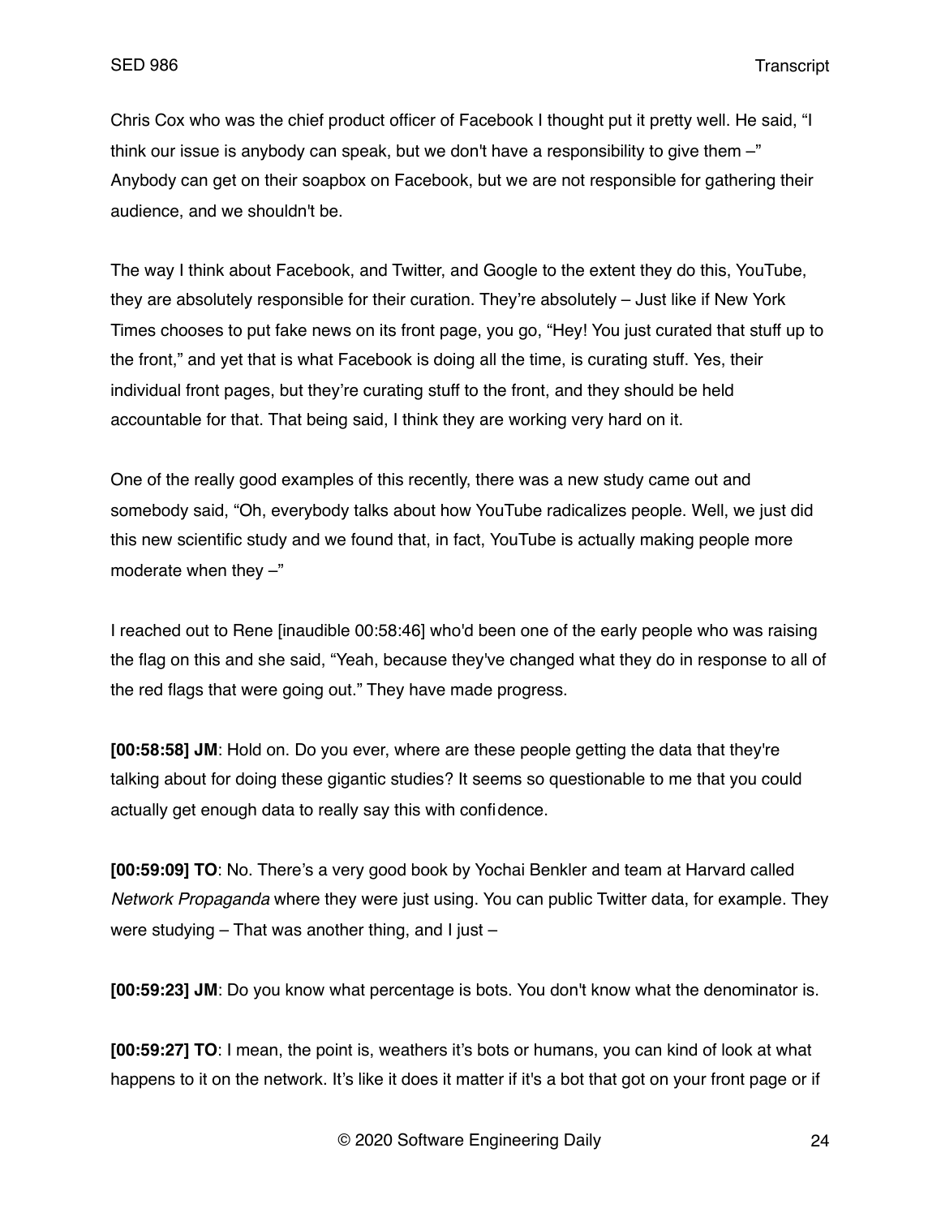Chris Cox who was the chief product officer of Facebook I thought put it pretty well. He said, "I think our issue is anybody can speak, but we don't have a responsibility to give them –" Anybody can get on their soapbox on Facebook, but we are not responsible for gathering their audience, and we shouldn't be.

The way I think about Facebook, and Twitter, and Google to the extent they do this, YouTube, they are absolutely responsible for their curation. They're absolutely – Just like if New York Times chooses to put fake news on its front page, you go, "Hey! You just curated that stuff up to the front," and yet that is what Facebook is doing all the time, is curating stuff. Yes, their individual front pages, but they're curating stuff to the front, and they should be held accountable for that. That being said, I think they are working very hard on it.

One of the really good examples of this recently, there was a new study came out and somebody said, "Oh, everybody talks about how YouTube radicalizes people. Well, we just did this new scientific study and we found that, in fact, YouTube is actually making people more moderate when they –"

I reached out to Rene [inaudible 00:58:46] who'd been one of the early people who was raising the flag on this and she said, "Yeah, because they've changed what they do in response to all of the red flags that were going out." They have made progress.

**[00:58:58] JM**: Hold on. Do you ever, where are these people getting the data that they're talking about for doing these gigantic studies? It seems so questionable to me that you could actually get enough data to really say this with confidence.

**[00:59:09] TO**: No. There's a very good book by Yochai Benkler and team at Harvard called *Network Propaganda* where they were just using. You can public Twitter data, for example. They were studying – That was another thing, and I just –

**[00:59:23] JM**: Do you know what percentage is bots. You don't know what the denominator is.

**[00:59:27] TO**: I mean, the point is, weathers it's bots or humans, you can kind of look at what happens to it on the network. It's like it does it matter if it's a bot that got on your front page or if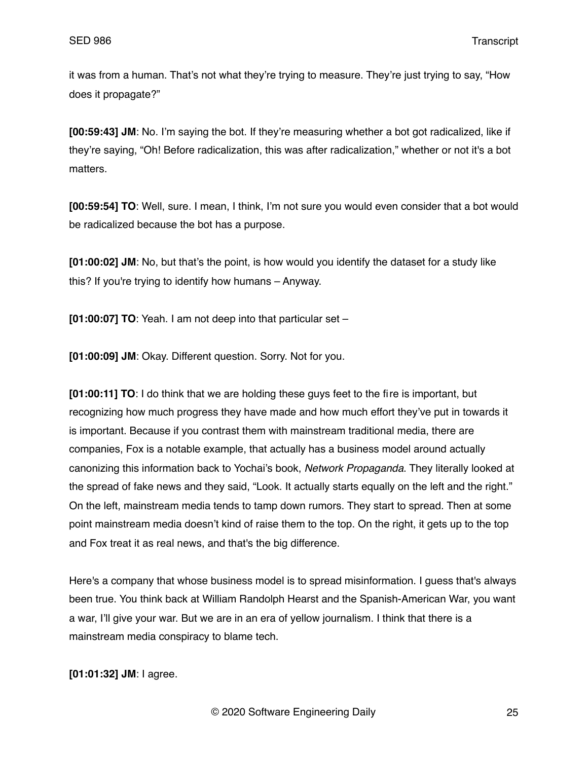it was from a human. That's not what they're trying to measure. They're just trying to say, "How does it propagate?"

**[00:59:43] JM**: No. I'm saying the bot. If they're measuring whether a bot got radicalized, like if they're saying, "Oh! Before radicalization, this was after radicalization," whether or not it's a bot matters.

**[00:59:54] TO**: Well, sure. I mean, I think, I'm not sure you would even consider that a bot would be radicalized because the bot has a purpose.

**[01:00:02] JM**: No, but that's the point, is how would you identify the dataset for a study like this? If you're trying to identify how humans – Anyway.

**[01:00:07] TO**: Yeah. I am not deep into that particular set –

**[01:00:09] JM**: Okay. Different question. Sorry. Not for you.

**[01:00:11] TO**: I do think that we are holding these guys feet to the fire is important, but recognizing how much progress they have made and how much effort they've put in towards it is important. Because if you contrast them with mainstream traditional media, there are companies, Fox is a notable example, that actually has a business model around actually canonizing this information back to Yochai's book, *Network Propaganda*. They literally looked at the spread of fake news and they said, "Look. It actually starts equally on the left and the right." On the left, mainstream media tends to tamp down rumors. They start to spread. Then at some point mainstream media doesn't kind of raise them to the top. On the right, it gets up to the top and Fox treat it as real news, and that's the big difference.

Here's a company that whose business model is to spread misinformation. I guess that's always been true. You think back at William Randolph Hearst and the Spanish-American War, you want a war, I'll give your war. But we are in an era of yellow journalism. I think that there is a mainstream media conspiracy to blame tech.

**[01:01:32] JM**: I agree.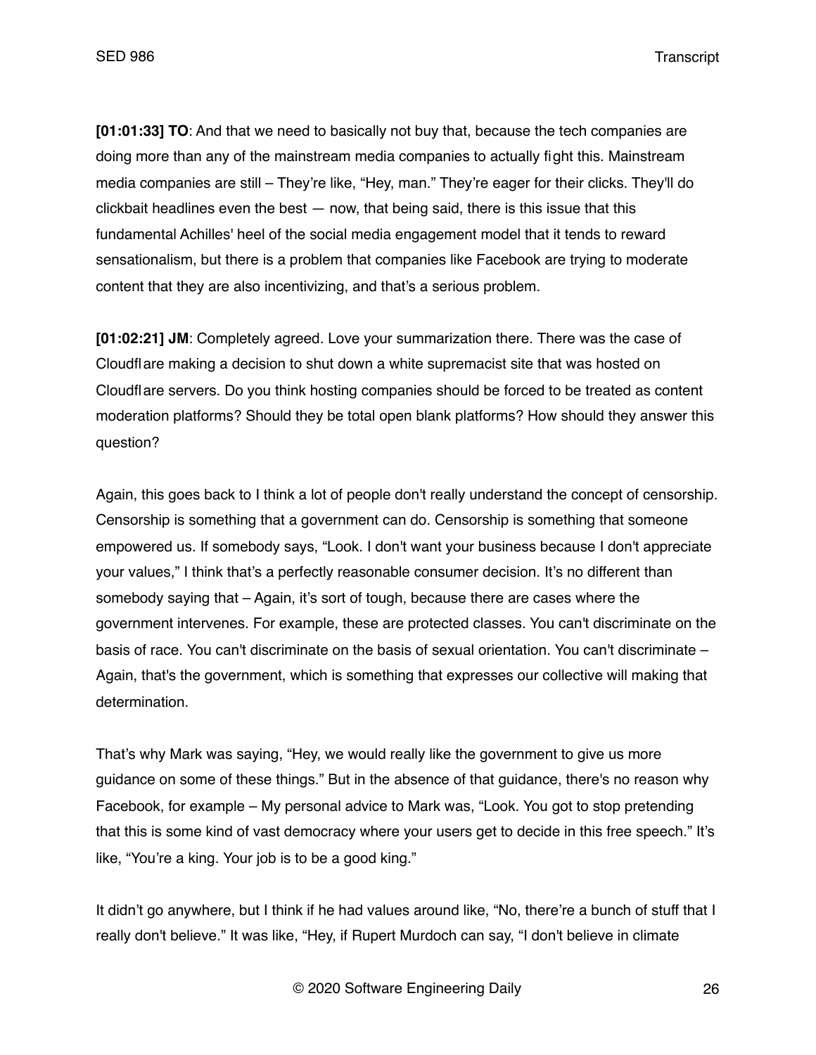**[01:01:33] TO**: And that we need to basically not buy that, because the tech companies are doing more than any of the mainstream media companies to actually fight this. Mainstream media companies are still – They're like, "Hey, man." They're eager for their clicks. They'll do clickbait headlines even the best — now, that being said, there is this issue that this fundamental Achilles' heel of the social media engagement model that it tends to reward sensationalism, but there is a problem that companies like Facebook are trying to moderate content that they are also incentivizing, and that's a serious problem.

**[01:02:21] JM**: Completely agreed. Love your summarization there. There was the case of Cloudflare making a decision to shut down a white supremacist site that was hosted on Cloudflare servers. Do you think hosting companies should be forced to be treated as content moderation platforms? Should they be total open blank platforms? How should they answer this question?

Again, this goes back to I think a lot of people don't really understand the concept of censorship. Censorship is something that a government can do. Censorship is something that someone empowered us. If somebody says, "Look. I don't want your business because I don't appreciate your values," I think that's a perfectly reasonable consumer decision. It's no different than somebody saying that – Again, it's sort of tough, because there are cases where the government intervenes. For example, these are protected classes. You can't discriminate on the basis of race. You can't discriminate on the basis of sexual orientation. You can't discriminate – Again, that's the government, which is something that expresses our collective will making that determination.

That's why Mark was saying, "Hey, we would really like the government to give us more guidance on some of these things." But in the absence of that guidance, there's no reason why Facebook, for example – My personal advice to Mark was, "Look. You got to stop pretending that this is some kind of vast democracy where your users get to decide in this free speech." It's like, "You're a king. Your job is to be a good king."

It didn't go anywhere, but I think if he had values around like, "No, there're a bunch of stuff that I really don't believe." It was like, "Hey, if Rupert Murdoch can say, "I don't believe in climate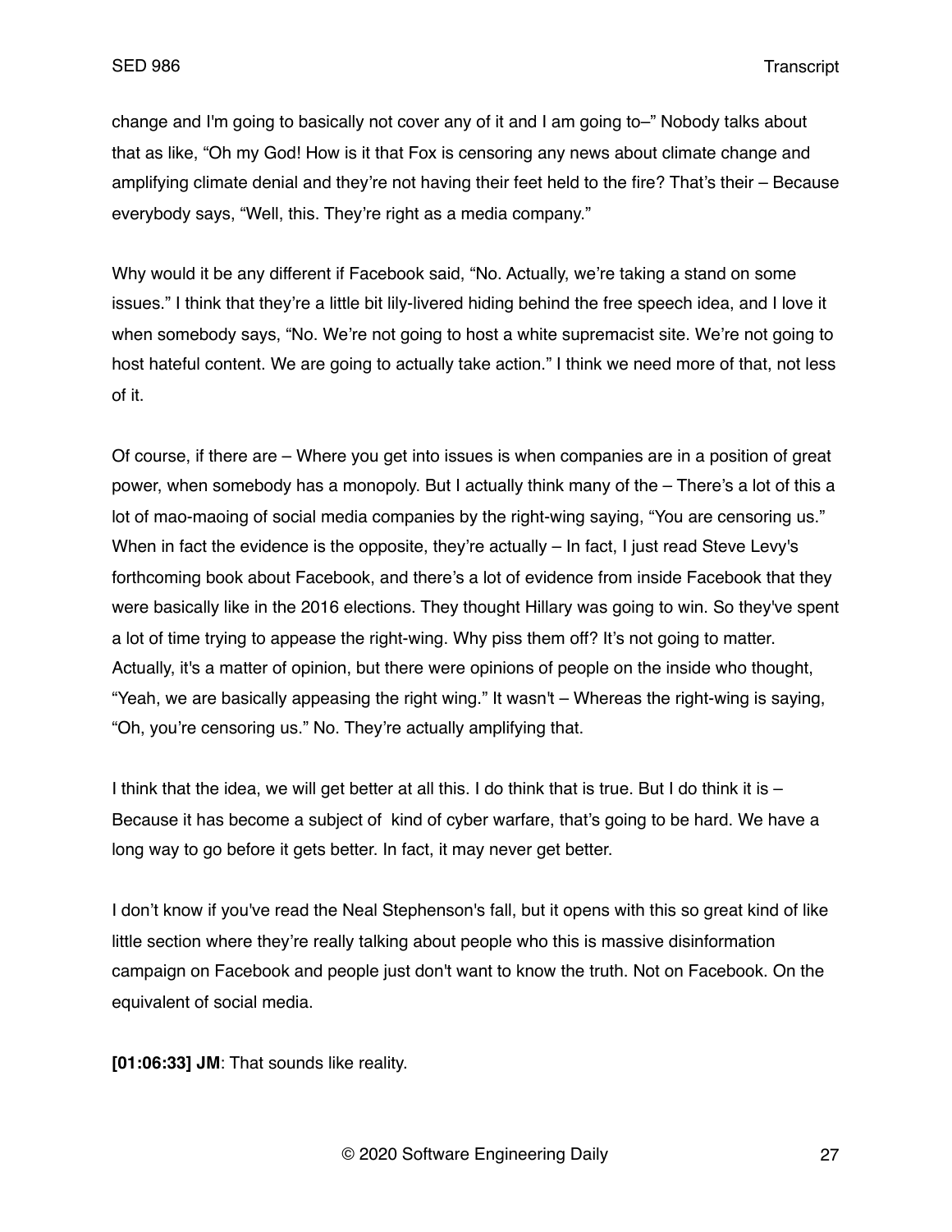change and I'm going to basically not cover any of it and I am going to–" Nobody talks about that as like, "Oh my God! How is it that Fox is censoring any news about climate change and amplifying climate denial and they're not having their feet held to the fire? That's their – Because everybody says, "Well, this. They're right as a media company."

Why would it be any different if Facebook said, "No. Actually, we're taking a stand on some issues." I think that they're a little bit lily-livered hiding behind the free speech idea, and I love it when somebody says, "No. We're not going to host a white supremacist site. We're not going to host hateful content. We are going to actually take action." I think we need more of that, not less of it.

Of course, if there are – Where you get into issues is when companies are in a position of great power, when somebody has a monopoly. But I actually think many of the – There's a lot of this a lot of mao-maoing of social media companies by the right-wing saying, "You are censoring us." When in fact the evidence is the opposite, they're actually – In fact, I just read Steve Levy's forthcoming book about Facebook, and there's a lot of evidence from inside Facebook that they were basically like in the 2016 elections. They thought Hillary was going to win. So they've spent a lot of time trying to appease the right-wing. Why piss them off? It's not going to matter. Actually, it's a matter of opinion, but there were opinions of people on the inside who thought, "Yeah, we are basically appeasing the right wing." It wasn't – Whereas the right-wing is saying, "Oh, you're censoring us." No. They're actually amplifying that.

I think that the idea, we will get better at all this. I do think that is true. But I do think it is – Because it has become a subject of kind of cyber warfare, that's going to be hard. We have a long way to go before it gets better. In fact, it may never get better.

I don't know if you've read the Neal Stephenson's fall, but it opens with this so great kind of like little section where they're really talking about people who this is massive disinformation campaign on Facebook and people just don't want to know the truth. Not on Facebook. On the equivalent of social media.

**[01:06:33] JM**: That sounds like reality.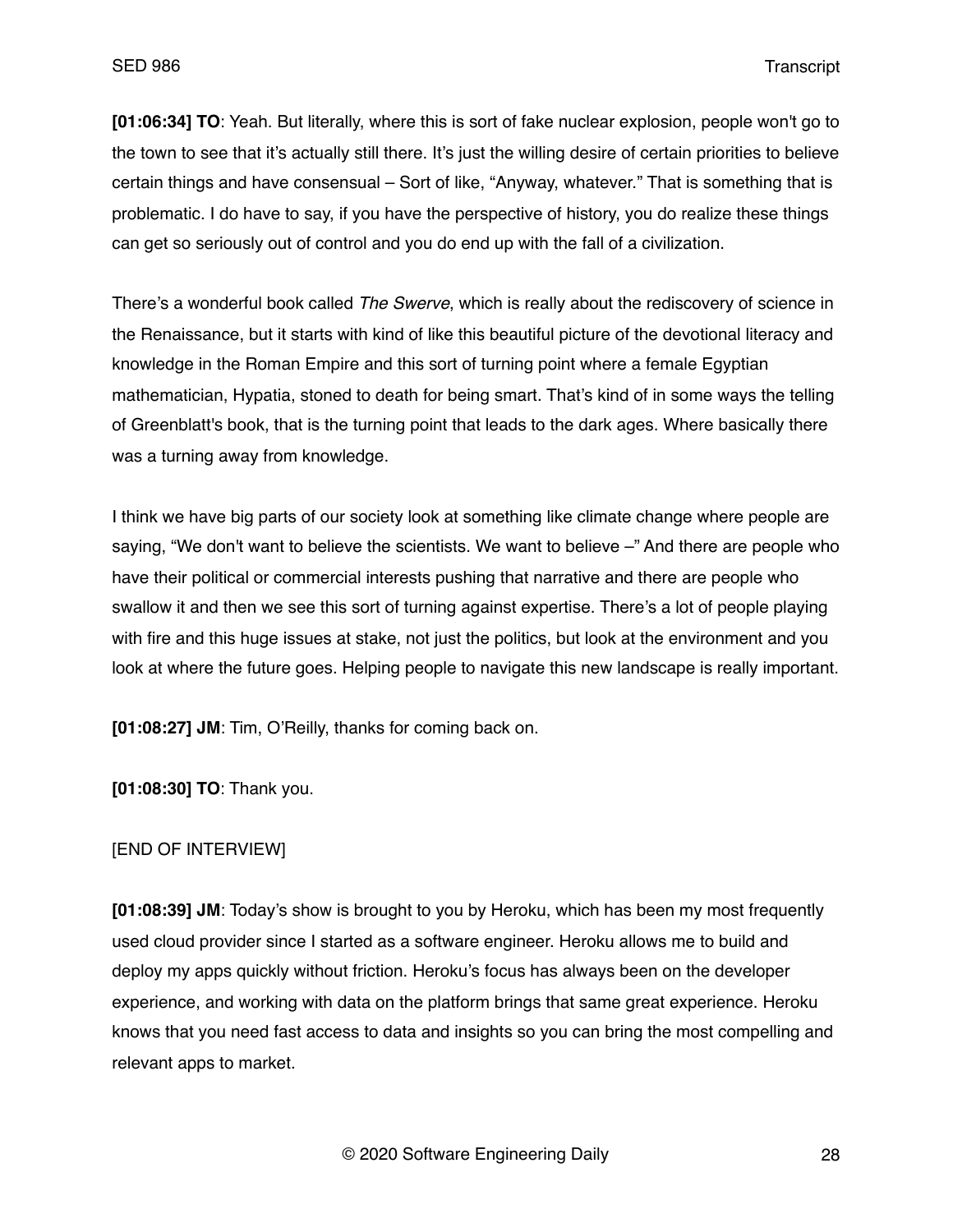**[01:06:34] TO**: Yeah. But literally, where this is sort of fake nuclear explosion, people won't go to the town to see that it's actually still there. It's just the willing desire of certain priorities to believe certain things and have consensual – Sort of like, "Anyway, whatever." That is something that is problematic. I do have to say, if you have the perspective of history, you do realize these things can get so seriously out of control and you do end up with the fall of a civilization.

There's a wonderful book called *The Swerve*, which is really about the rediscovery of science in the Renaissance, but it starts with kind of like this beautiful picture of the devotional literacy and knowledge in the Roman Empire and this sort of turning point where a female Egyptian mathematician, Hypatia, stoned to death for being smart. That's kind of in some ways the telling of Greenblatt's book, that is the turning point that leads to the dark ages. Where basically there was a turning away from knowledge.

I think we have big parts of our society look at something like climate change where people are saying, "We don't want to believe the scientists. We want to believe –" And there are people who have their political or commercial interests pushing that narrative and there are people who swallow it and then we see this sort of turning against expertise. There's a lot of people playing with fire and this huge issues at stake, not just the politics, but look at the environment and you look at where the future goes. Helping people to navigate this new landscape is really important.

**[01:08:27] JM**: Tim, O'Reilly, thanks for coming back on.

**[01:08:30] TO**: Thank you.

[END OF INTERVIEW]

**[01:08:39] JM**: Today's show is brought to you by Heroku, which has been my most frequently used cloud provider since I started as a software engineer. Heroku allows me to build and deploy my apps quickly without friction. Heroku's focus has always been on the developer experience, and working with data on the platform brings that same great experience. Heroku knows that you need fast access to data and insights so you can bring the most compelling and relevant apps to market.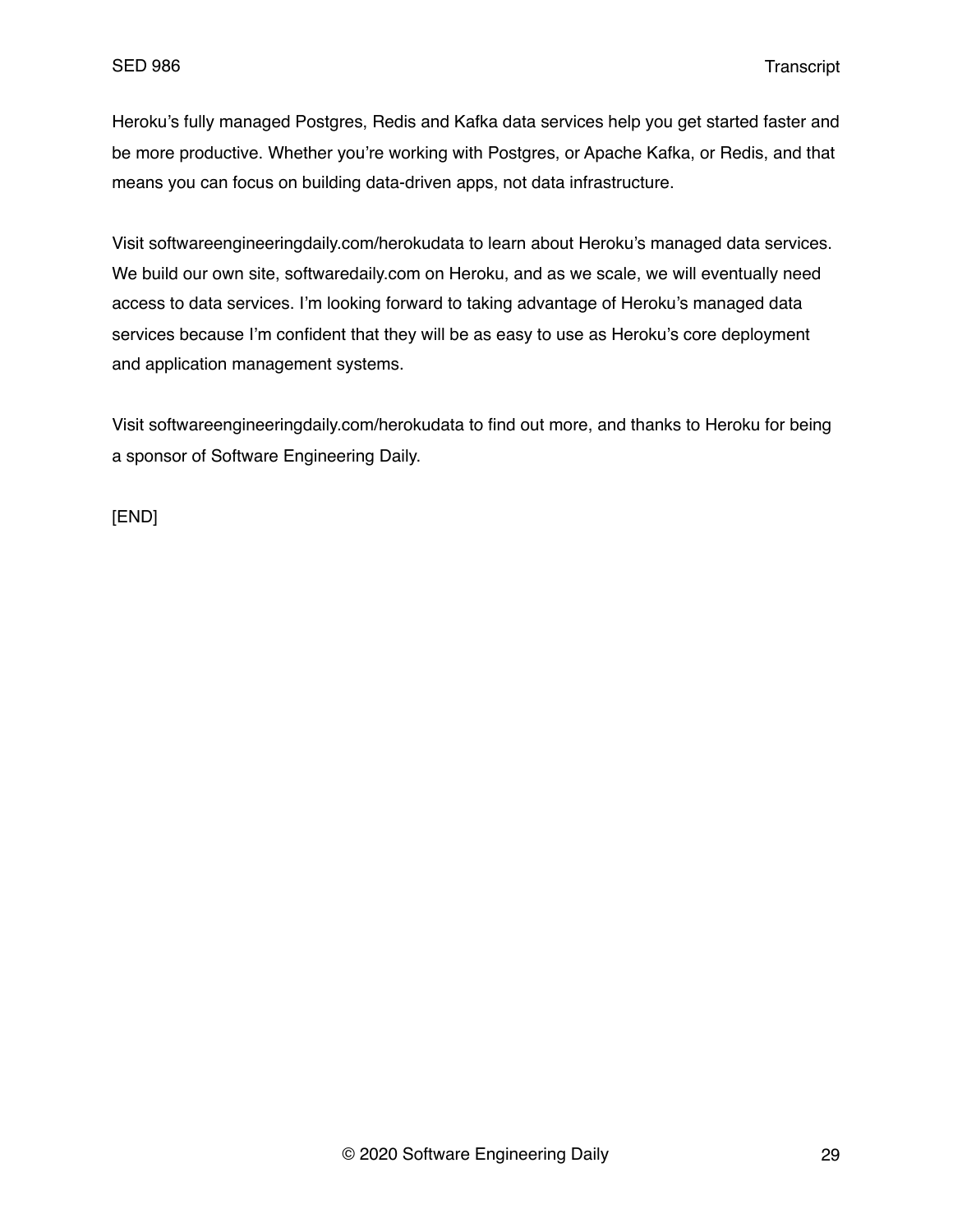Heroku's fully managed Postgres, Redis and Kafka data services help you get started faster and be more productive. Whether you're working with Postgres, or Apache Kafka, or Redis, and that means you can focus on building data-driven apps, not data infrastructure.

Visit softwareengineeringdaily.com/herokudata to learn about Heroku's managed data services. We build our own site, softwaredaily.com on Heroku, and as we scale, we will eventually need access to data services. I'm looking forward to taking advantage of Heroku's managed data services because I'm confident that they will be as easy to use as Heroku's core deployment and application management systems.

Visit softwareengineeringdaily.com/herokudata to find out more, and thanks to Heroku for being a sponsor of Software Engineering Daily.

[END]